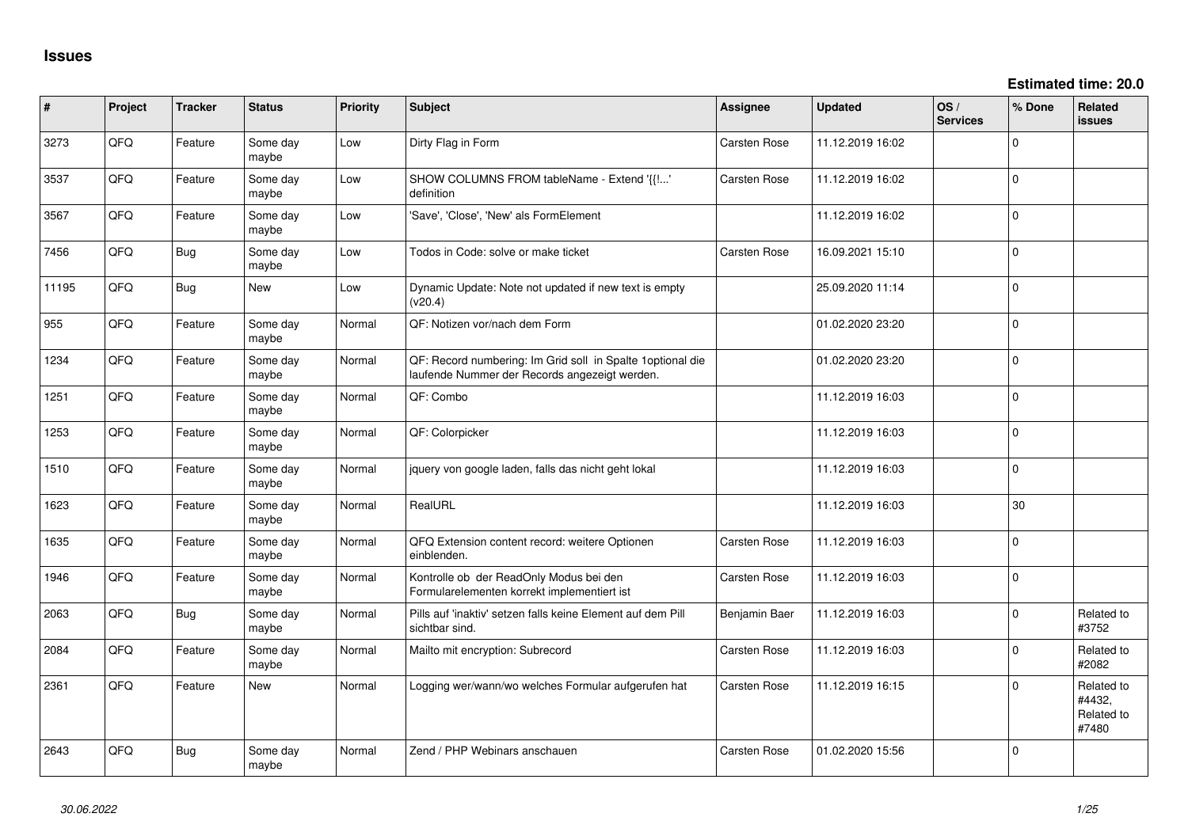# Issues

**Estimated time: 20.0**

| # | Project | Tracker | Status | Priority | Subject | Assignee | Updated | OS / Services | % Done | Related issues |
|---|---|---|---|---|---|---|---|---|---|---|
| 3273 | QFQ | Feature | Some day maybe | Low | Dirty Flag in Form | Carsten Rose | 11.12.2019 16:02 | | 0 | |
| 3537 | QFQ | Feature | Some day maybe | Low | SHOW COLUMNS FROM tableName - Extend '{{!...' definition | Carsten Rose | 11.12.2019 16:02 | | 0 | |
| 3567 | QFQ | Feature | Some day maybe | Low | 'Save', 'Close', 'New' als FormElement | | 11.12.2019 16:02 | | 0 | |
| 7456 | QFQ | Bug | Some day maybe | Low | Todos in Code: solve or make ticket | Carsten Rose | 16.09.2021 15:10 | | 0 | |
| 11195 | QFQ | Bug | New | Low | Dynamic Update: Note not updated if new text is empty (v20.4) | | 25.09.2020 11:14 | | 0 | |
| 955 | QFQ | Feature | Some day maybe | Normal | QF: Notizen vor/nach dem Form | | 01.02.2020 23:20 | | 0 | |
| 1234 | QFQ | Feature | Some day maybe | Normal | QF: Record numbering: Im Grid soll in Spalte 1optional die laufende Nummer der Records angezeigt werden. | | 01.02.2020 23:20 | | 0 | |
| 1251 | QFQ | Feature | Some day maybe | Normal | QF: Combo | | 11.12.2019 16:03 | | 0 | |
| 1253 | QFQ | Feature | Some day maybe | Normal | QF: Colorpicker | | 11.12.2019 16:03 | | 0 | |
| 1510 | QFQ | Feature | Some day maybe | Normal | jquery von google laden, falls das nicht geht lokal | | 11.12.2019 16:03 | | 0 | |
| 1623 | QFQ | Feature | Some day maybe | Normal | RealURL | | 11.12.2019 16:03 | | 30 | |
| 1635 | QFQ | Feature | Some day maybe | Normal | QFQ Extension content record: weitere Optionen einblenden. | Carsten Rose | 11.12.2019 16:03 | | 0 | |
| 1946 | QFQ | Feature | Some day maybe | Normal | Kontrolle ob der ReadOnly Modus bei den Formularelementen korrekt implementiert ist | Carsten Rose | 11.12.2019 16:03 | | 0 | |
| 2063 | QFQ | Bug | Some day maybe | Normal | Pills auf 'inaktiv' setzen falls keine Element auf dem Pill sichtbar sind. | Benjamin Baer | 11.12.2019 16:03 | | 0 | Related to #3752 |
| 2084 | QFQ | Feature | Some day maybe | Normal | Mailto mit encryption: Subrecord | Carsten Rose | 11.12.2019 16:03 | | 0 | Related to #2082 |
| 2361 | QFQ | Feature | New | Normal | Logging wer/wann/wo welches Formular aufgerufen hat | Carsten Rose | 11.12.2019 16:15 | | 0 | Related to #4432, Related to #7480 |
| 2643 | QFQ | Bug | Some day maybe | Normal | Zend / PHP Webinars anschauen | Carsten Rose | 01.02.2020 15:56 | | 0 | |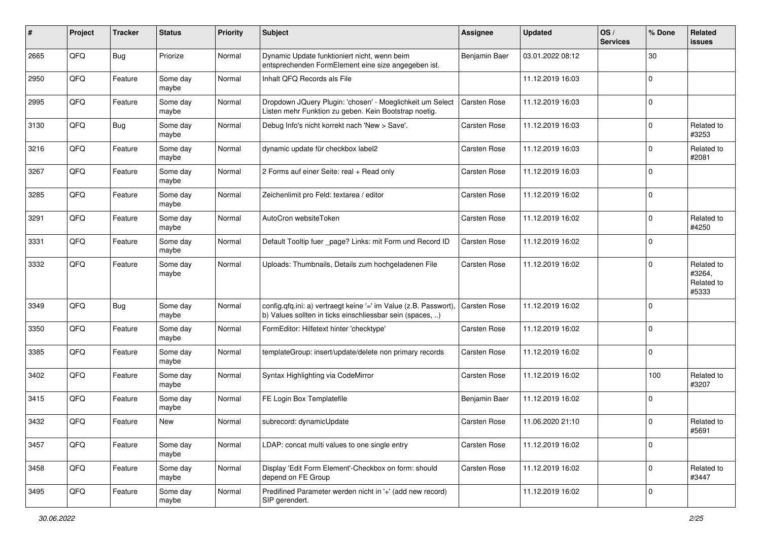| # | Project | Tracker | Status | Priority | Subject | Assignee | Updated | OS / Services | % Done | Related issues |
|---|---|---|---|---|---|---|---|---|---|---|
| 2665 | QFQ | Bug | Priorize | Normal | Dynamic Update funktioniert nicht, wenn beim entsprechenden FormElement eine size angegeben ist. | Benjamin Baer | 03.01.2022 08:12 | | 30 | |
| 2950 | QFQ | Feature | Some day maybe | Normal | Inhalt QFQ Records als File | | 11.12.2019 16:03 | | 0 | |
| 2995 | QFQ | Feature | Some day maybe | Normal | Dropdown JQuery Plugin: 'chosen' - Moeglichkeit um Select Listen mehr Funktion zu geben. Kein Bootstrap noetig. | Carsten Rose | 11.12.2019 16:03 | | 0 | |
| 3130 | QFQ | Bug | Some day maybe | Normal | Debug Info's nicht korrekt nach 'New > Save'. | Carsten Rose | 11.12.2019 16:03 | | 0 | Related to #3253 |
| 3216 | QFQ | Feature | Some day maybe | Normal | dynamic update für checkbox label2 | Carsten Rose | 11.12.2019 16:03 | | 0 | Related to #2081 |
| 3267 | QFQ | Feature | Some day maybe | Normal | 2 Forms auf einer Seite: real + Read only | Carsten Rose | 11.12.2019 16:03 | | 0 | |
| 3285 | QFQ | Feature | Some day maybe | Normal | Zeichenlimit pro Feld: textarea / editor | Carsten Rose | 11.12.2019 16:02 | | 0 | |
| 3291 | QFQ | Feature | Some day maybe | Normal | AutoCron websiteToken | Carsten Rose | 11.12.2019 16:02 | | 0 | Related to #4250 |
| 3331 | QFQ | Feature | Some day maybe | Normal | Default Tooltip fuer _page? Links: mit Form und Record ID | Carsten Rose | 11.12.2019 16:02 | | 0 | |
| 3332 | QFQ | Feature | Some day maybe | Normal | Uploads: Thumbnails, Details zum hochgeladenen File | Carsten Rose | 11.12.2019 16:02 | | 0 | Related to #3264, Related to #5333 |
| 3349 | QFQ | Bug | Some day maybe | Normal | config.qfq.ini: a) vertraegt keine '=' im Value (z.B. Passwort), b) Values sollten in ticks einschliessbar sein (spaces, ..) | Carsten Rose | 11.12.2019 16:02 | | 0 | |
| 3350 | QFQ | Feature | Some day maybe | Normal | FormEditor: Hilfetext hinter 'checktype' | Carsten Rose | 11.12.2019 16:02 | | 0 | |
| 3385 | QFQ | Feature | Some day maybe | Normal | templateGroup: insert/update/delete non primary records | Carsten Rose | 11.12.2019 16:02 | | 0 | |
| 3402 | QFQ | Feature | Some day maybe | Normal | Syntax Highlighting via CodeMirror | Carsten Rose | 11.12.2019 16:02 | | 100 | Related to #3207 |
| 3415 | QFQ | Feature | Some day maybe | Normal | FE Login Box Templatefile | Benjamin Baer | 11.12.2019 16:02 | | 0 | |
| 3432 | QFQ | Feature | New | Normal | subrecord: dynamicUpdate | Carsten Rose | 11.06.2020 21:10 | | 0 | Related to #5691 |
| 3457 | QFQ | Feature | Some day maybe | Normal | LDAP: concat multi values to one single entry | Carsten Rose | 11.12.2019 16:02 | | 0 | |
| 3458 | QFQ | Feature | Some day maybe | Normal | Display 'Edit Form Element'-Checkbox on form: should depend on FE Group | Carsten Rose | 11.12.2019 16:02 | | 0 | Related to #3447 |
| 3495 | QFQ | Feature | Some day maybe | Normal | Predifined Parameter werden nicht in '+' (add new record) SIP gerendert. | | 11.12.2019 16:02 | | 0 | |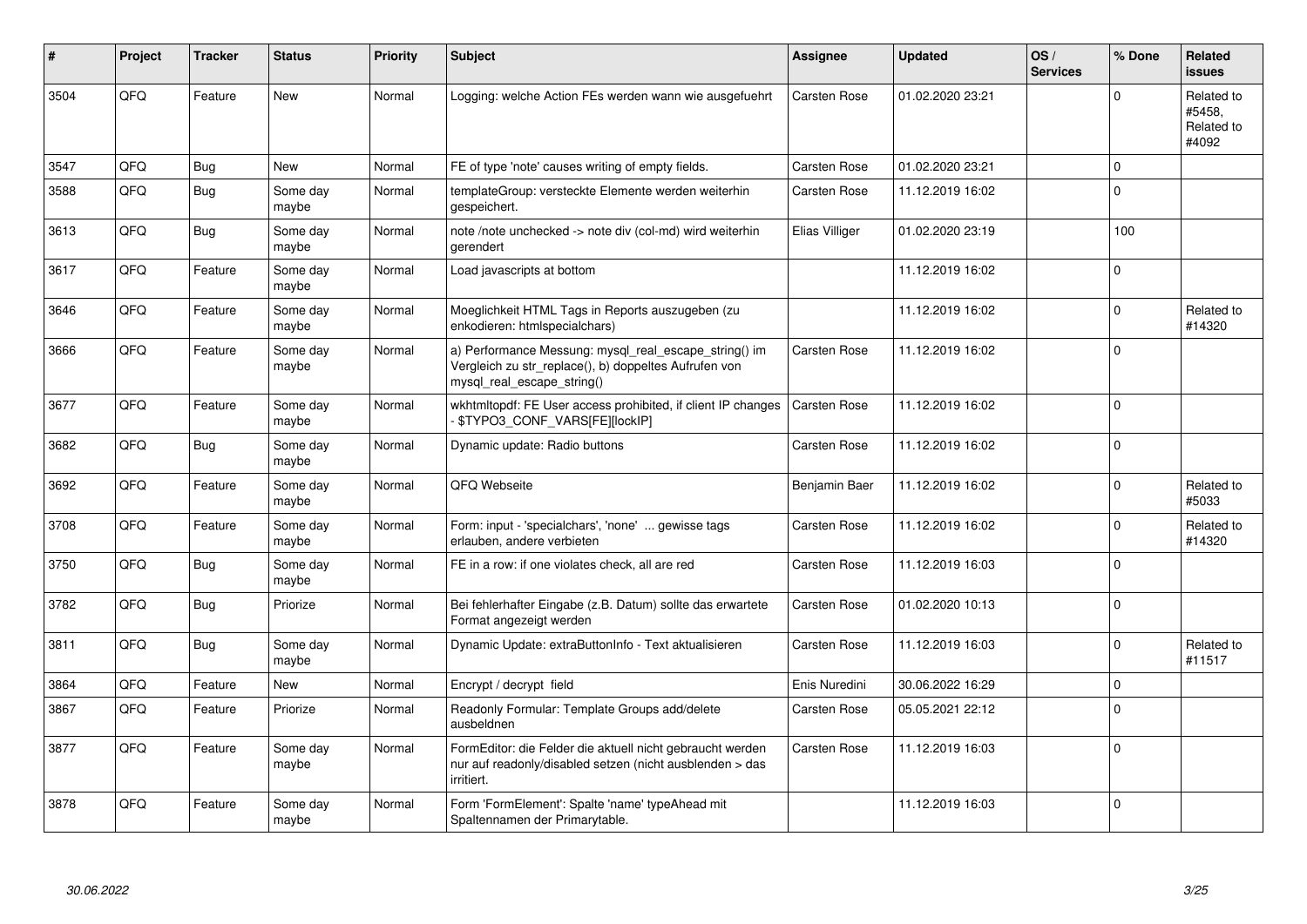| # | Project | Tracker | Status | Priority | Subject | Assignee | Updated | OS / Services | % Done | Related issues |
|---|---|---|---|---|---|---|---|---|---|---|
| 3504 | QFQ | Feature | New | Normal | Logging: welche Action FEs werden wann wie ausgefuehrt | Carsten Rose | 01.02.2020 23:21 | | 0 | Related to #5458, Related to #4092 |
| 3547 | QFQ | Bug | New | Normal | FE of type 'note' causes writing of empty fields. | Carsten Rose | 01.02.2020 23:21 | | 0 | |
| 3588 | QFQ | Bug | Some day maybe | Normal | templateGroup: versteckte Elemente werden weiterhin gespeichert. | Carsten Rose | 11.12.2019 16:02 | | 0 | |
| 3613 | QFQ | Bug | Some day maybe | Normal | note /note unchecked -> note div (col-md) wird weiterhin gerendert | Elias Villiger | 01.02.2020 23:19 | | 100 | |
| 3617 | QFQ | Feature | Some day maybe | Normal | Load javascripts at bottom | | 11.12.2019 16:02 | | 0 | |
| 3646 | QFQ | Feature | Some day maybe | Normal | Moeglichkeit HTML Tags in Reports auszugeben (zu enkodieren: htmlspecialchars) | | 11.12.2019 16:02 | | 0 | Related to #14320 |
| 3666 | QFQ | Feature | Some day maybe | Normal | a) Performance Messung: mysql_real_escape_string() im Vergleich zu str_replace(), b) doppeltes Aufrufen von mysql_real_escape_string() | Carsten Rose | 11.12.2019 16:02 | | 0 | |
| 3677 | QFQ | Feature | Some day maybe | Normal | wkhtmltopdf: FE User access prohibited, if client IP changes - $TYPO3_CONF_VARS[FE][lockIP] | Carsten Rose | 11.12.2019 16:02 | | 0 | |
| 3682 | QFQ | Bug | Some day maybe | Normal | Dynamic update: Radio buttons | Carsten Rose | 11.12.2019 16:02 | | 0 | |
| 3692 | QFQ | Feature | Some day maybe | Normal | QFQ Webseite | Benjamin Baer | 11.12.2019 16:02 | | 0 | Related to #5033 |
| 3708 | QFQ | Feature | Some day maybe | Normal | Form: input - 'specialchars', 'none' ... gewisse tags erlauben, andere verbieten | Carsten Rose | 11.12.2019 16:02 | | 0 | Related to #14320 |
| 3750 | QFQ | Bug | Some day maybe | Normal | FE in a row: if one violates check, all are red | Carsten Rose | 11.12.2019 16:03 | | 0 | |
| 3782 | QFQ | Bug | Priorize | Normal | Bei fehlerhafter Eingabe (z.B. Datum) sollte das erwartete Format angezeigt werden | Carsten Rose | 01.02.2020 10:13 | | 0 | |
| 3811 | QFQ | Bug | Some day maybe | Normal | Dynamic Update: extraButtonInfo - Text aktualisieren | Carsten Rose | 11.12.2019 16:03 | | 0 | Related to #11517 |
| 3864 | QFQ | Feature | New | Normal | Encrypt / decrypt field | Enis Nuredini | 30.06.2022 16:29 | | 0 | |
| 3867 | QFQ | Feature | Priorize | Normal | Readonly Formular: Template Groups add/delete ausbeldnen | Carsten Rose | 05.05.2021 22:12 | | 0 | |
| 3877 | QFQ | Feature | Some day maybe | Normal | FormEditor: die Felder die aktuell nicht gebraucht werden nur auf readonly/disabled setzen (nicht ausblenden > das irritiert. | Carsten Rose | 11.12.2019 16:03 | | 0 | |
| 3878 | QFQ | Feature | Some day maybe | Normal | Form 'FormElement': Spalte 'name' typeAhead mit Spaltennamen der Primarytable. | | 11.12.2019 16:03 | | 0 | |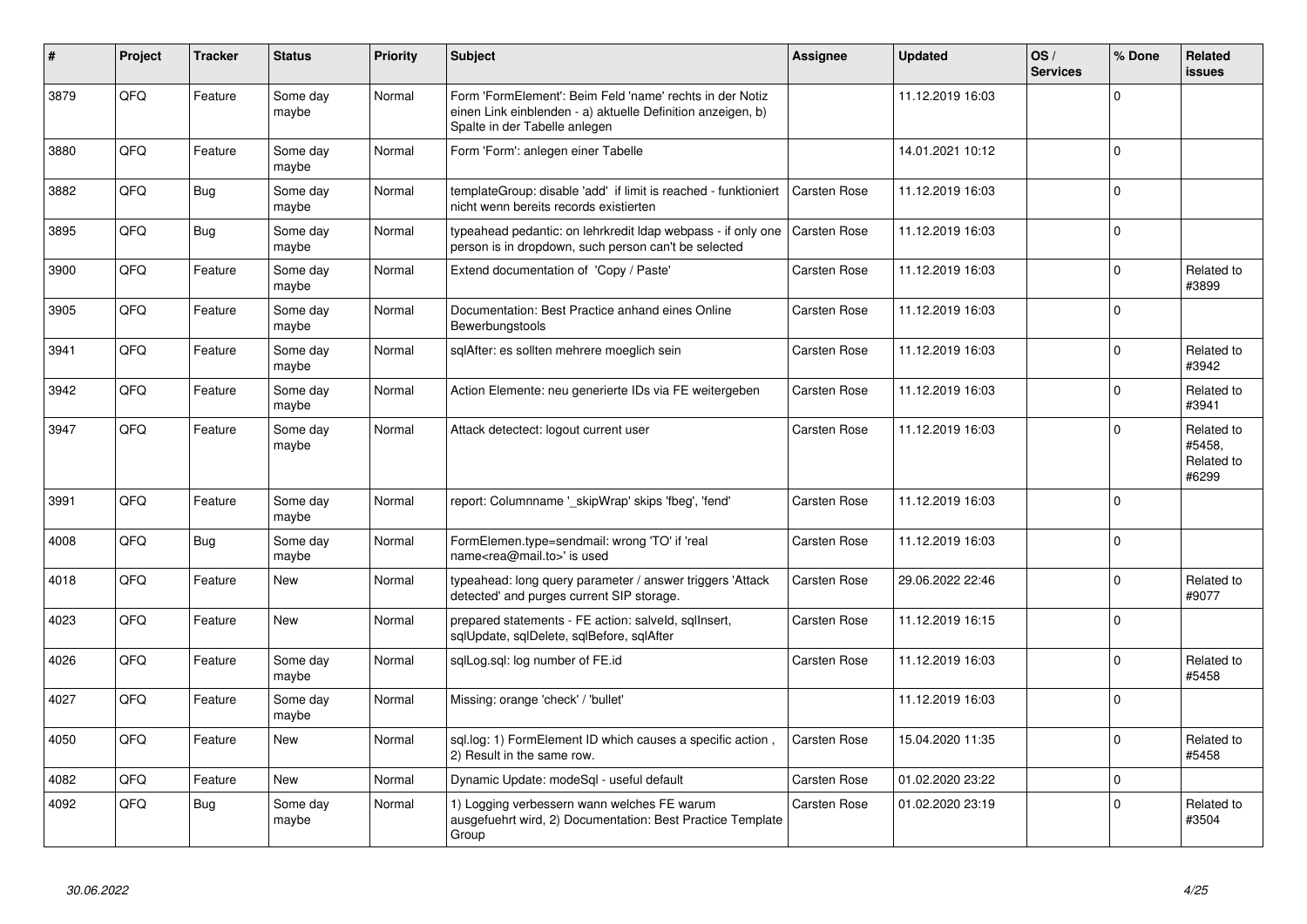| # | Project | Tracker | Status | Priority | Subject | Assignee | Updated | OS / Services | % Done | Related issues |
|---|---|---|---|---|---|---|---|---|---|---|
| 3879 | QFQ | Feature | Some day maybe | Normal | Form 'FormElement': Beim Feld 'name' rechts in der Notiz einen Link einblenden - a) aktuelle Definition anzeigen, b) Spalte in der Tabelle anlegen |  | 11.12.2019 16:03 |  | 0 |  |
| 3880 | QFQ | Feature | Some day maybe | Normal | Form 'Form': anlegen einer Tabelle |  | 14.01.2021 10:12 |  | 0 |  |
| 3882 | QFQ | Bug | Some day maybe | Normal | templateGroup: disable 'add' if limit is reached - funktioniert nicht wenn bereits records existierten | Carsten Rose | 11.12.2019 16:03 |  | 0 |  |
| 3895 | QFQ | Bug | Some day maybe | Normal | typeahead pedantic: on lehrkredit ldap webpass - if only one person is in dropdown, such person can't be selected | Carsten Rose | 11.12.2019 16:03 |  | 0 |  |
| 3900 | QFQ | Feature | Some day maybe | Normal | Extend documentation of 'Copy / Paste' | Carsten Rose | 11.12.2019 16:03 |  | 0 | Related to #3899 |
| 3905 | QFQ | Feature | Some day maybe | Normal | Documentation: Best Practice anhand eines Online Bewerbungstools | Carsten Rose | 11.12.2019 16:03 |  | 0 |  |
| 3941 | QFQ | Feature | Some day maybe | Normal | sqlAfter: es sollten mehrere moeglich sein | Carsten Rose | 11.12.2019 16:03 |  | 0 | Related to #3942 |
| 3942 | QFQ | Feature | Some day maybe | Normal | Action Elemente: neu generierte IDs via FE weitergeben | Carsten Rose | 11.12.2019 16:03 |  | 0 | Related to #3941 |
| 3947 | QFQ | Feature | Some day maybe | Normal | Attack detectect: logout current user | Carsten Rose | 11.12.2019 16:03 |  | 0 | Related to #5458, Related to #6299 |
| 3991 | QFQ | Feature | Some day maybe | Normal | report: Columnname '_skipWrap' skips 'fbeg', 'fend' | Carsten Rose | 11.12.2019 16:03 |  | 0 |  |
| 4008 | QFQ | Bug | Some day maybe | Normal | FormElemen.type=sendmail: wrong 'TO' if 'real name<rea@mail.to>' is used | Carsten Rose | 11.12.2019 16:03 |  | 0 |  |
| 4018 | QFQ | Feature | New | Normal | typeahead: long query parameter / answer triggers 'Attack detected' and purges current SIP storage. | Carsten Rose | 29.06.2022 22:46 |  | 0 | Related to #9077 |
| 4023 | QFQ | Feature | New | Normal | prepared statements - FE action: salveld, sqlInsert, sqlUpdate, sqlDelete, sqlBefore, sqlAfter | Carsten Rose | 11.12.2019 16:15 |  | 0 |  |
| 4026 | QFQ | Feature | Some day maybe | Normal | sqlLog.sql: log number of FE.id | Carsten Rose | 11.12.2019 16:03 |  | 0 | Related to #5458 |
| 4027 | QFQ | Feature | Some day maybe | Normal | Missing: orange 'check' / 'bullet' |  | 11.12.2019 16:03 |  | 0 |  |
| 4050 | QFQ | Feature | New | Normal | sql.log: 1) FormElement ID which causes a specific action , 2) Result in the same row. | Carsten Rose | 15.04.2020 11:35 |  | 0 | Related to #5458 |
| 4082 | QFQ | Feature | New | Normal | Dynamic Update: modeSql - useful default | Carsten Rose | 01.02.2020 23:22 |  | 0 |  |
| 4092 | QFQ | Bug | Some day maybe | Normal | 1) Logging verbessern wann welches FE warum ausgefuehrt wird, 2) Documentation: Best Practice Template Group | Carsten Rose | 01.02.2020 23:19 |  | 0 | Related to #3504 |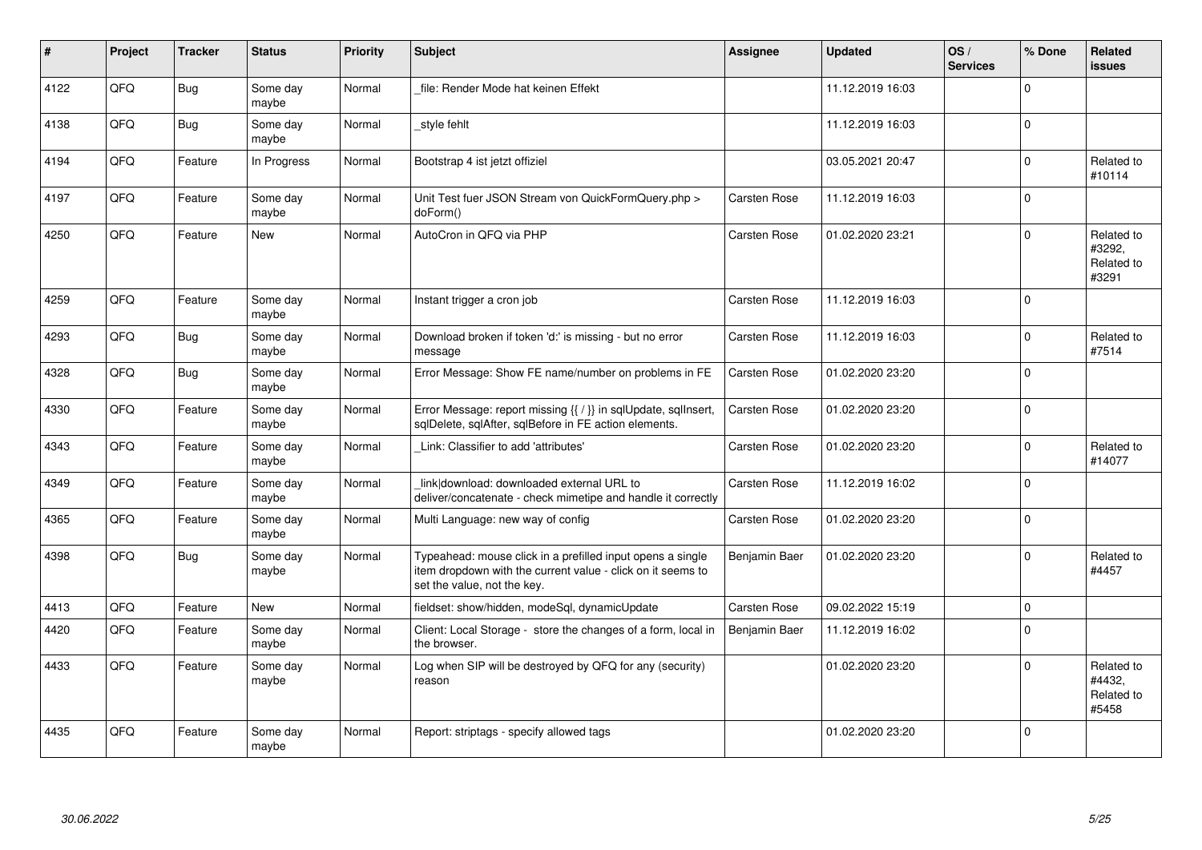| # | Project | Tracker | Status | Priority | Subject | Assignee | Updated | OS / Services | % Done | Related issues |
|---|---|---|---|---|---|---|---|---|---|---|
| 4122 | QFO | Bug | Some day maybe | Normal | _file: Render Mode hat keinen Effekt | | 11.12.2019 16:03 | | 0 | |
| 4138 | QFQ | Bug | Some day maybe | Normal | _style fehlt | | 11.12.2019 16:03 | | 0 | |
| 4194 | QFQ | Feature | In Progress | Normal | Bootstrap 4 ist jetzt offiziel | | 03.05.2021 20:47 | | 0 | Related to #10114 |
| 4197 | QFQ | Feature | Some day maybe | Normal | Unit Test fuer JSON Stream von QuickFormQuery.php > doForm() | Carsten Rose | 11.12.2019 16:03 | | 0 | |
| 4250 | QFQ | Feature | New | Normal | AutoCron in QFQ via PHP | Carsten Rose | 01.02.2020 23:21 | | 0 | Related to #3292, Related to #3291 |
| 4259 | QFQ | Feature | Some day maybe | Normal | Instant trigger a cron job | Carsten Rose | 11.12.2019 16:03 | | 0 | |
| 4293 | QFQ | Bug | Some day maybe | Normal | Download broken if token 'd:' is missing - but no error message | Carsten Rose | 11.12.2019 16:03 | | 0 | Related to #7514 |
| 4328 | QFQ | Bug | Some day maybe | Normal | Error Message: Show FE name/number on problems in FE | Carsten Rose | 01.02.2020 23:20 | | 0 | |
| 4330 | QFQ | Feature | Some day maybe | Normal | Error Message: report missing {{ / }} in sqlUpdate, sqlInsert, sqlDelete, sqlAfter, sqlBefore in FE action elements. | Carsten Rose | 01.02.2020 23:20 | | 0 | |
| 4343 | QFQ | Feature | Some day maybe | Normal | _Link: Classifier to add 'attributes' | Carsten Rose | 01.02.2020 23:20 | | 0 | Related to #14077 |
| 4349 | QFQ | Feature | Some day maybe | Normal | _link\|download: downloaded external URL to deliver/concatenate - check mimetipe and handle it correctly | Carsten Rose | 11.12.2019 16:02 | | 0 | |
| 4365 | QFQ | Feature | Some day maybe | Normal | Multi Language: new way of config | Carsten Rose | 01.02.2020 23:20 | | 0 | |
| 4398 | QFQ | Bug | Some day maybe | Normal | Typeahead: mouse click in a prefilled input opens a single item dropdown with the current value - click on it seems to set the value, not the key. | Benjamin Baer | 01.02.2020 23:20 | | 0 | Related to #4457 |
| 4413 | QFQ | Feature | New | Normal | fieldset: show/hidden, modeSql, dynamicUpdate | Carsten Rose | 09.02.2022 15:19 | | 0 | |
| 4420 | QFQ | Feature | Some day maybe | Normal | Client: Local Storage - store the changes of a form, local in the browser. | Benjamin Baer | 11.12.2019 16:02 | | 0 | |
| 4433 | QFQ | Feature | Some day maybe | Normal | Log when SIP will be destroyed by QFQ for any (security) reason | | 01.02.2020 23:20 | | 0 | Related to #4432, Related to #5458 |
| 4435 | QFQ | Feature | Some day maybe | Normal | Report: striptags - specify allowed tags | | 01.02.2020 23:20 | | 0 | |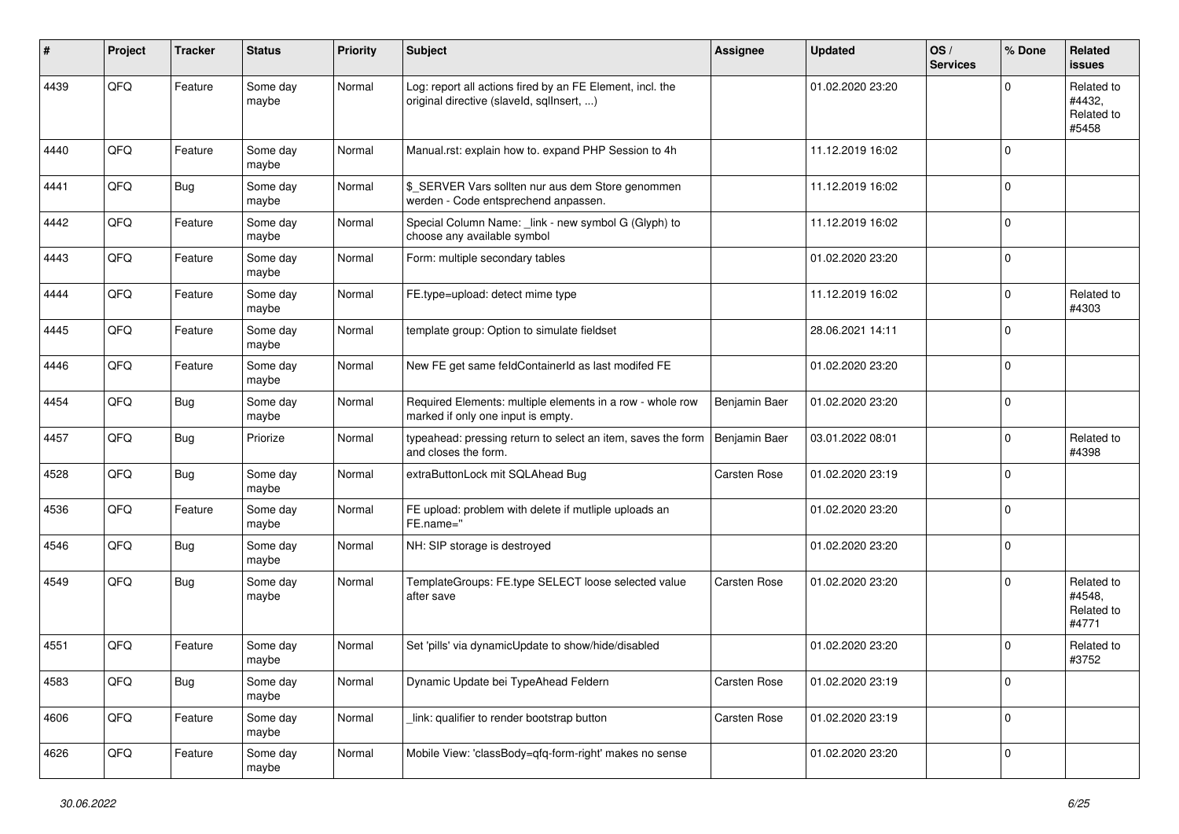| # | Project | Tracker | Status | Priority | Subject | Assignee | Updated | OS / Services | % Done | Related issues |
|---|---|---|---|---|---|---|---|---|---|---|
| 4439 | QFQ | Feature | Some day maybe | Normal | Log: report all actions fired by an FE Element, incl. the original directive (slaveId, sqlInsert, ...) | | 01.02.2020 23:20 | | 0 | Related to #4432, Related to #5458 |
| 4440 | QFQ | Feature | Some day maybe | Normal | Manual.rst: explain how to. expand PHP Session to 4h | | 11.12.2019 16:02 | | 0 | |
| 4441 | QFQ | Bug | Some day maybe | Normal | $_SERVER Vars sollten nur aus dem Store genommen werden - Code entsprechend anpassen. | | 11.12.2019 16:02 | | 0 | |
| 4442 | QFQ | Feature | Some day maybe | Normal | Special Column Name: _link - new symbol G (Glyph) to choose any available symbol | | 11.12.2019 16:02 | | 0 | |
| 4443 | QFQ | Feature | Some day maybe | Normal | Form: multiple secondary tables | | 01.02.2020 23:20 | | 0 | |
| 4444 | QFQ | Feature | Some day maybe | Normal | FE.type=upload: detect mime type | | 11.12.2019 16:02 | | 0 | Related to #4303 |
| 4445 | QFQ | Feature | Some day maybe | Normal | template group: Option to simulate fieldset | | 28.06.2021 14:11 | | 0 | |
| 4446 | QFQ | Feature | Some day maybe | Normal | New FE get same feldContainerId as last modifed FE | | 01.02.2020 23:20 | | 0 | |
| 4454 | QFQ | Bug | Some day maybe | Normal | Required Elements: multiple elements in a row - whole row marked if only one input is empty. | Benjamin Baer | 01.02.2020 23:20 | | 0 | |
| 4457 | QFQ | Bug | Priorize | Normal | typeahead: pressing return to select an item, saves the form and closes the form. | Benjamin Baer | 03.01.2022 08:01 | | 0 | Related to #4398 |
| 4528 | QFQ | Bug | Some day maybe | Normal | extraButtonLock mit SQLAhead Bug | Carsten Rose | 01.02.2020 23:19 | | 0 | |
| 4536 | QFQ | Feature | Some day maybe | Normal | FE upload: problem with delete if mutliple uploads an FE.name='' | | 01.02.2020 23:20 | | 0 | |
| 4546 | QFQ | Bug | Some day maybe | Normal | NH: SIP storage is destroyed | | 01.02.2020 23:20 | | 0 | |
| 4549 | QFQ | Bug | Some day maybe | Normal | TemplateGroups: FE.type SELECT loose selected value after save | Carsten Rose | 01.02.2020 23:20 | | 0 | Related to #4548, Related to #4771 |
| 4551 | QFQ | Feature | Some day maybe | Normal | Set 'pills' via dynamicUpdate to show/hide/disabled | | 01.02.2020 23:20 | | 0 | Related to #3752 |
| 4583 | QFQ | Bug | Some day maybe | Normal | Dynamic Update bei TypeAhead Feldern | Carsten Rose | 01.02.2020 23:19 | | 0 | |
| 4606 | QFQ | Feature | Some day maybe | Normal | _link: qualifier to render bootstrap button | Carsten Rose | 01.02.2020 23:19 | | 0 | |
| 4626 | QFQ | Feature | Some day maybe | Normal | Mobile View: 'classBody=qfq-form-right' makes no sense | | 01.02.2020 23:20 | | 0 | |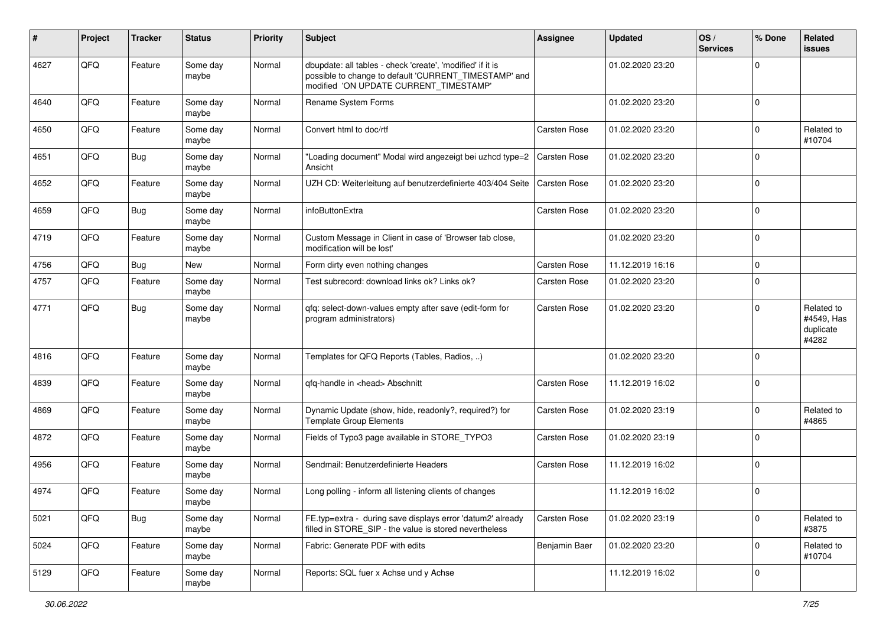| # | Project | Tracker | Status | Priority | Subject | Assignee | Updated | OS / Services | % Done | Related issues |
|---|---|---|---|---|---|---|---|---|---|---|
| 4627 | QFQ | Feature | Some day maybe | Normal | dbupdate: all tables - check 'create', 'modified' if it is possible to change to default 'CURRENT_TIMESTAMP' and modified 'ON UPDATE CURRENT_TIMESTAMP' | | 01.02.2020 23:20 | | 0 | |
| 4640 | QFQ | Feature | Some day maybe | Normal | Rename System Forms | | 01.02.2020 23:20 | | 0 | |
| 4650 | QFQ | Feature | Some day maybe | Normal | Convert html to doc/rtf | Carsten Rose | 01.02.2020 23:20 | | 0 | Related to #10704 |
| 4651 | QFQ | Bug | Some day maybe | Normal | "Loading document" Modal wird angezeigt bei uzhcd type=2 Ansicht | Carsten Rose | 01.02.2020 23:20 | | 0 | |
| 4652 | QFQ | Feature | Some day maybe | Normal | UZH CD: Weiterleitung auf benutzerdefinierte 403/404 Seite | Carsten Rose | 01.02.2020 23:20 | | 0 | |
| 4659 | QFQ | Bug | Some day maybe | Normal | infoButtonExtra | Carsten Rose | 01.02.2020 23:20 | | 0 | |
| 4719 | QFQ | Feature | Some day maybe | Normal | Custom Message in Client in case of 'Browser tab close, modification will be lost' | | 01.02.2020 23:20 | | 0 | |
| 4756 | QFQ | Bug | New | Normal | Form dirty even nothing changes | Carsten Rose | 11.12.2019 16:16 | | 0 | |
| 4757 | QFQ | Feature | Some day maybe | Normal | Test subrecord: download links ok? Links ok? | Carsten Rose | 01.02.2020 23:20 | | 0 | |
| 4771 | QFQ | Bug | Some day maybe | Normal | qfq: select-down-values empty after save (edit-form for program administrators) | Carsten Rose | 01.02.2020 23:20 | | 0 | Related to #4549, Has duplicate #4282 |
| 4816 | QFQ | Feature | Some day maybe | Normal | Templates for QFQ Reports (Tables, Radios, ..) | | 01.02.2020 23:20 | | 0 | |
| 4839 | QFQ | Feature | Some day maybe | Normal | qfq-handle in <head> Abschnitt | Carsten Rose | 11.12.2019 16:02 | | 0 | |
| 4869 | QFQ | Feature | Some day maybe | Normal | Dynamic Update (show, hide, readonly?, required?) for Template Group Elements | Carsten Rose | 01.02.2020 23:19 | | 0 | Related to #4865 |
| 4872 | QFQ | Feature | Some day maybe | Normal | Fields of Typo3 page available in STORE_TYPO3 | Carsten Rose | 01.02.2020 23:19 | | 0 | |
| 4956 | QFQ | Feature | Some day maybe | Normal | Sendmail: Benutzerdefinierte Headers | Carsten Rose | 11.12.2019 16:02 | | 0 | |
| 4974 | QFQ | Feature | Some day maybe | Normal | Long polling - inform all listening clients of changes | | 11.12.2019 16:02 | | 0 | |
| 5021 | QFQ | Bug | Some day maybe | Normal | FE.typ=extra - during save displays error 'datum2' already filled in STORE_SIP - the value is stored nevertheless | Carsten Rose | 01.02.2020 23:19 | | 0 | Related to #3875 |
| 5024 | QFQ | Feature | Some day maybe | Normal | Fabric: Generate PDF with edits | Benjamin Baer | 01.02.2020 23:20 | | 0 | Related to #10704 |
| 5129 | QFQ | Feature | Some day maybe | Normal | Reports: SQL fuer x Achse und y Achse | | 11.12.2019 16:02 | | 0 | |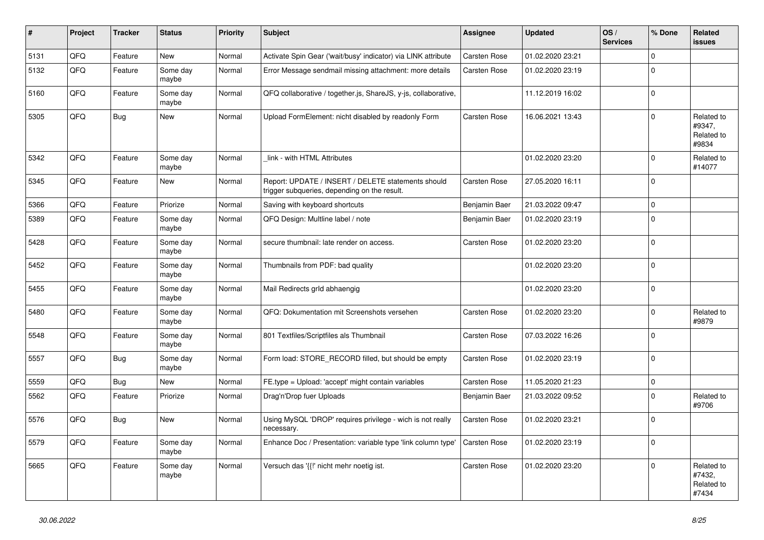| # | Project | Tracker | Status | Priority | Subject | Assignee | Updated | OS / Services | % Done | Related issues |
|---|---|---|---|---|---|---|---|---|---|---|
| 5131 | QFQ | Feature | New | Normal | Activate Spin Gear ('wait/busy' indicator) via LINK attribute | Carsten Rose | 01.02.2020 23:21 | | 0 | |
| 5132 | QFQ | Feature | Some day maybe | Normal | Error Message sendmail missing attachment: more details | Carsten Rose | 01.02.2020 23:19 | | 0 | |
| 5160 | QFQ | Feature | Some day maybe | Normal | QFQ collaborative / together.js, ShareJS, y-js, collaborative, | | 11.12.2019 16:02 | | 0 | |
| 5305 | QFQ | Bug | New | Normal | Upload FormElement: nicht disabled by readonly Form | Carsten Rose | 16.06.2021 13:43 | | 0 | Related to #9347, Related to #9834 |
| 5342 | QFQ | Feature | Some day maybe | Normal | _link - with HTML Attributes | | 01.02.2020 23:20 | | 0 | Related to #14077 |
| 5345 | QFQ | Feature | New | Normal | Report: UPDATE / INSERT / DELETE statements should trigger subqueries, depending on the result. | Carsten Rose | 27.05.2020 16:11 | | 0 | |
| 5366 | QFQ | Feature | Priorize | Normal | Saving with keyboard shortcuts | Benjamin Baer | 21.03.2022 09:47 | | 0 | |
| 5389 | QFQ | Feature | Some day maybe | Normal | QFQ Design: Multline label / note | Benjamin Baer | 01.02.2020 23:19 | | 0 | |
| 5428 | QFQ | Feature | Some day maybe | Normal | secure thumbnail: late render on access. | Carsten Rose | 01.02.2020 23:20 | | 0 | |
| 5452 | QFQ | Feature | Some day maybe | Normal | Thumbnails from PDF: bad quality | | 01.02.2020 23:20 | | 0 | |
| 5455 | QFQ | Feature | Some day maybe | Normal | Mail Redirects grId abhaengig | | 01.02.2020 23:20 | | 0 | |
| 5480 | QFQ | Feature | Some day maybe | Normal | QFQ: Dokumentation mit Screenshots versehen | Carsten Rose | 01.02.2020 23:20 | | 0 | Related to #9879 |
| 5548 | QFQ | Feature | Some day maybe | Normal | 801 Textfiles/Scriptfiles als Thumbnail | Carsten Rose | 07.03.2022 16:26 | | 0 | |
| 5557 | QFQ | Bug | Some day maybe | Normal | Form load: STORE_RECORD filled, but should be empty | Carsten Rose | 01.02.2020 23:19 | | 0 | |
| 5559 | QFQ | Bug | New | Normal | FE.type = Upload: 'accept' might contain variables | Carsten Rose | 11.05.2020 21:23 | | 0 | |
| 5562 | QFQ | Feature | Priorize | Normal | Drag'n'Drop fuer Uploads | Benjamin Baer | 21.03.2022 09:52 | | 0 | Related to #9706 |
| 5576 | QFQ | Bug | New | Normal | Using MySQL 'DROP' requires privilege - wich is not really necessary. | Carsten Rose | 01.02.2020 23:21 | | 0 | |
| 5579 | QFQ | Feature | Some day maybe | Normal | Enhance Doc / Presentation: variable type 'link column type' | Carsten Rose | 01.02.2020 23:19 | | 0 | |
| 5665 | QFQ | Feature | Some day maybe | Normal | Versuch das '{{!' nicht mehr noetig ist. | Carsten Rose | 01.02.2020 23:20 | | 0 | Related to #7432, Related to #7434 |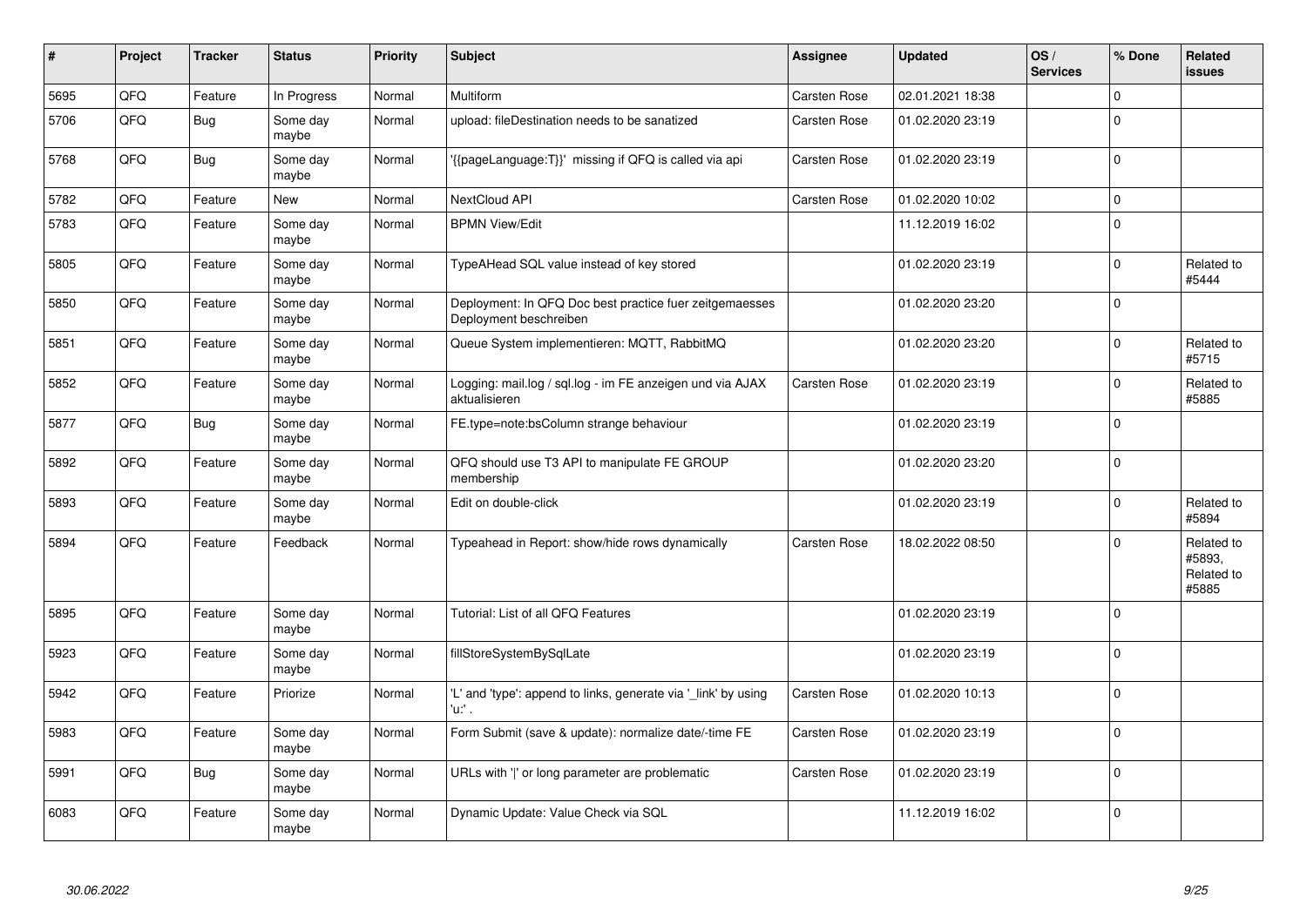| # | Project | Tracker | Status | Priority | Subject | Assignee | Updated | OS / Services | % Done | Related issues |
|---|---|---|---|---|---|---|---|---|---|---|
| 5695 | QFQ | Feature | In Progress | Normal | Multiform | Carsten Rose | 02.01.2021 18:38 | | 0 | |
| 5706 | QFQ | Bug | Some day maybe | Normal | upload: fileDestination needs to be sanatized | Carsten Rose | 01.02.2020 23:19 | | 0 | |
| 5768 | QFQ | Bug | Some day maybe | Normal | '{{pageLanguage:T}}' missing if QFQ is called via api | Carsten Rose | 01.02.2020 23:19 | | 0 | |
| 5782 | QFQ | Feature | New | Normal | NextCloud API | Carsten Rose | 01.02.2020 10:02 | | 0 | |
| 5783 | QFQ | Feature | Some day maybe | Normal | BPMN View/Edit | | 11.12.2019 16:02 | | 0 | |
| 5805 | QFQ | Feature | Some day maybe | Normal | TypeAHead SQL value instead of key stored | | 01.02.2020 23:19 | | 0 | Related to #5444 |
| 5850 | QFQ | Feature | Some day maybe | Normal | Deployment: In QFQ Doc best practice fuer zeitgemaesses Deployment beschreiben | | 01.02.2020 23:20 | | 0 | |
| 5851 | QFQ | Feature | Some day maybe | Normal | Queue System implementieren: MQTT, RabbitMQ | | 01.02.2020 23:20 | | 0 | Related to #5715 |
| 5852 | QFQ | Feature | Some day maybe | Normal | Logging: mail.log / sql.log - im FE anzeigen und via AJAX aktualisieren | Carsten Rose | 01.02.2020 23:19 | | 0 | Related to #5885 |
| 5877 | QFQ | Bug | Some day maybe | Normal | FE.type=note:bsColumn strange behaviour | | 01.02.2020 23:19 | | 0 | |
| 5892 | QFQ | Feature | Some day maybe | Normal | QFQ should use T3 API to manipulate FE GROUP membership | | 01.02.2020 23:20 | | 0 | |
| 5893 | QFQ | Feature | Some day maybe | Normal | Edit on double-click | | 01.02.2020 23:19 | | 0 | Related to #5894 |
| 5894 | QFQ | Feature | Feedback | Normal | Typeahead in Report: show/hide rows dynamically | Carsten Rose | 18.02.2022 08:50 | | 0 | Related to #5893, Related to #5885 |
| 5895 | QFQ | Feature | Some day maybe | Normal | Tutorial: List of all QFQ Features | | 01.02.2020 23:19 | | 0 | |
| 5923 | QFQ | Feature | Some day maybe | Normal | fillStoreSystemBySqlLate | | 01.02.2020 23:19 | | 0 | |
| 5942 | QFQ | Feature | Priorize | Normal | 'L' and 'type': append to links, generate via '_link' by using 'u:' . | Carsten Rose | 01.02.2020 10:13 | | 0 | |
| 5983 | QFQ | Feature | Some day maybe | Normal | Form Submit (save & update): normalize date/-time FE | Carsten Rose | 01.02.2020 23:19 | | 0 | |
| 5991 | QFQ | Bug | Some day maybe | Normal | URLs with '\|' or long parameter are problematic | Carsten Rose | 01.02.2020 23:19 | | 0 | |
| 6083 | QFQ | Feature | Some day maybe | Normal | Dynamic Update: Value Check via SQL | | 11.12.2019 16:02 | | 0 | |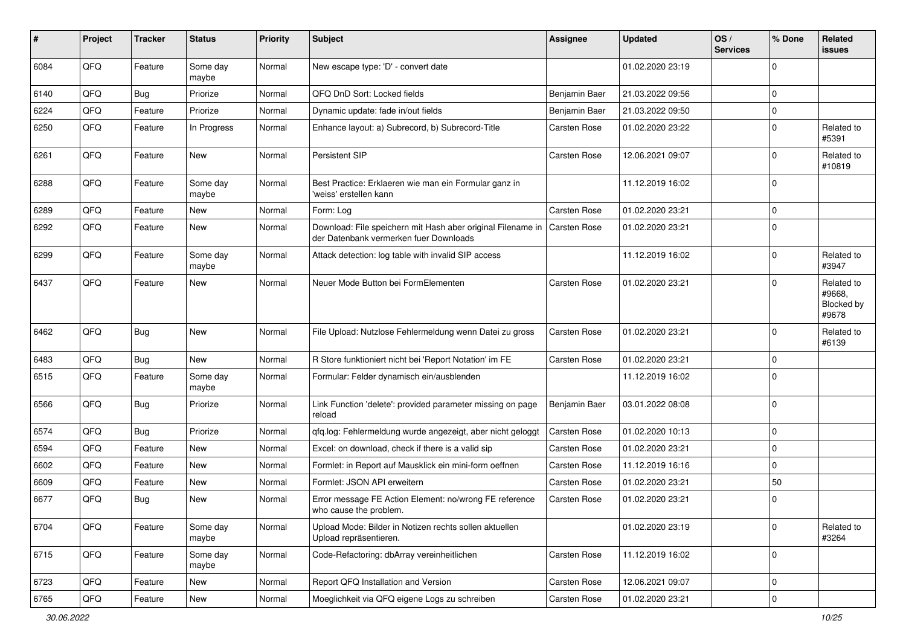| # | Project | Tracker | Status | Priority | Subject | Assignee | Updated | OS / Services | % Done | Related issues |
|---|---|---|---|---|---|---|---|---|---|---|
| 6084 | QFQ | Feature | Some day maybe | Normal | New escape type: 'D' - convert date | | 01.02.2020 23:19 | | 0 | |
| 6140 | QFQ | Bug | Priorize | Normal | QFQ DnD Sort: Locked fields | Benjamin Baer | 21.03.2022 09:56 | | 0 | |
| 6224 | QFQ | Feature | Priorize | Normal | Dynamic update: fade in/out fields | Benjamin Baer | 21.03.2022 09:50 | | 0 | |
| 6250 | QFQ | Feature | In Progress | Normal | Enhance layout: a) Subrecord, b) Subrecord-Title | Carsten Rose | 01.02.2020 23:22 | | 0 | Related to #5391 |
| 6261 | QFQ | Feature | New | Normal | Persistent SIP | Carsten Rose | 12.06.2021 09:07 | | 0 | Related to #10819 |
| 6288 | QFQ | Feature | Some day maybe | Normal | Best Practice: Erklaeren wie man ein Formular ganz in 'weiss' erstellen kann | | 11.12.2019 16:02 | | 0 | |
| 6289 | QFQ | Feature | New | Normal | Form: Log | Carsten Rose | 01.02.2020 23:21 | | 0 | |
| 6292 | QFQ | Feature | New | Normal | Download: File speichern mit Hash aber original Filename in der Datenbank vermerken fuer Downloads | Carsten Rose | 01.02.2020 23:21 | | 0 | |
| 6299 | QFQ | Feature | Some day maybe | Normal | Attack detection: log table with invalid SIP access | | 11.12.2019 16:02 | | 0 | Related to #3947 |
| 6437 | QFQ | Feature | New | Normal | Neuer Mode Button bei FormElementen | Carsten Rose | 01.02.2020 23:21 | | 0 | Related to #9668, Blocked by #9678 |
| 6462 | QFQ | Bug | New | Normal | File Upload: Nutzlose Fehlermeldung wenn Datei zu gross | Carsten Rose | 01.02.2020 23:21 | | 0 | Related to #6139 |
| 6483 | QFQ | Bug | New | Normal | R Store funktioniert nicht bei 'Report Notation' im FE | Carsten Rose | 01.02.2020 23:21 | | 0 | |
| 6515 | QFQ | Feature | Some day maybe | Normal | Formular: Felder dynamisch ein/ausblenden | | 11.12.2019 16:02 | | 0 | |
| 6566 | QFQ | Bug | Priorize | Normal | Link Function 'delete': provided parameter missing on page reload | Benjamin Baer | 03.01.2022 08:08 | | 0 | |
| 6574 | QFQ | Bug | Priorize | Normal | qfq.log: Fehlermeldung wurde angezeigt, aber nicht geloggt | Carsten Rose | 01.02.2020 10:13 | | 0 | |
| 6594 | QFQ | Feature | New | Normal | Excel: on download, check if there is a valid sip | Carsten Rose | 01.02.2020 23:21 | | 0 | |
| 6602 | QFQ | Feature | New | Normal | Formlet: in Report auf Mausklick ein mini-form oeffnen | Carsten Rose | 11.12.2019 16:16 | | 0 | |
| 6609 | QFQ | Feature | New | Normal | Formlet: JSON API erweitern | Carsten Rose | 01.02.2020 23:21 | | 50 | |
| 6677 | QFQ | Bug | New | Normal | Error message FE Action Element: no/wrong FE reference who cause the problem. | Carsten Rose | 01.02.2020 23:21 | | 0 | |
| 6704 | QFQ | Feature | Some day maybe | Normal | Upload Mode: Bilder in Notizen rechts sollen aktuellen Upload repräsentieren. | | 01.02.2020 23:19 | | 0 | Related to #3264 |
| 6715 | QFQ | Feature | Some day maybe | Normal | Code-Refactoring: dbArray vereinheitlichen | Carsten Rose | 11.12.2019 16:02 | | 0 | |
| 6723 | QFQ | Feature | New | Normal | Report QFQ Installation and Version | Carsten Rose | 12.06.2021 09:07 | | 0 | |
| 6765 | QFQ | Feature | New | Normal | Moeglichkeit via QFQ eigene Logs zu schreiben | Carsten Rose | 01.02.2020 23:21 | | 0 | |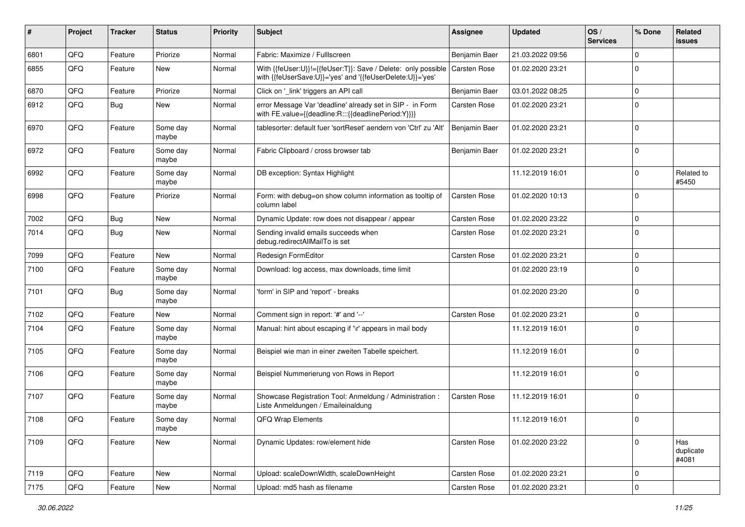| # | Project | Tracker | Status | Priority | Subject | Assignee | Updated | OS / Services | % Done | Related issues |
|---|---|---|---|---|---|---|---|---|---|---|
| 6801 | QFQ | Feature | Priorize | Normal | Fabric: Maximize / Fulllscreen | Benjamin Baer | 21.03.2022 09:56 | | 0 | |
| 6855 | QFQ | Feature | New | Normal | With {{feUser:U}}!={{feUser:T}}: Save / Delete: only possible with {{feUserSave:U}}='yes' and '{{feUserDelete:U}}='yes' | Carsten Rose | 01.02.2020 23:21 | | 0 | |
| 6870 | QFQ | Feature | Priorize | Normal | Click on '_link' triggers an API call | Benjamin Baer | 03.01.2022 08:25 | | 0 | |
| 6912 | QFQ | Bug | New | Normal | error Message Var 'deadline' already set in SIP - in Form with FE.value={{deadline:R:::{{deadlinePeriod:Y}}}} | Carsten Rose | 01.02.2020 23:21 | | 0 | |
| 6970 | QFQ | Feature | Some day maybe | Normal | tablesorter: default fuer 'sortReset' aendern von 'Ctrl' zu 'Alt' | Benjamin Baer | 01.02.2020 23:21 | | 0 | |
| 6972 | QFQ | Feature | Some day maybe | Normal | Fabric Clipboard / cross browser tab | Benjamin Baer | 01.02.2020 23:21 | | 0 | |
| 6992 | QFQ | Feature | Some day maybe | Normal | DB exception: Syntax Highlight | | 11.12.2019 16:01 | | 0 | Related to #5450 |
| 6998 | QFQ | Feature | Priorize | Normal | Form: with debug=on show column information as tooltip of column label | Carsten Rose | 01.02.2020 10:13 | | 0 | |
| 7002 | QFQ | Bug | New | Normal | Dynamic Update: row does not disappear / appear | Carsten Rose | 01.02.2020 23:22 | | 0 | |
| 7014 | QFQ | Bug | New | Normal | Sending invalid emails succeeds when debug.redirectAllMailTo is set | Carsten Rose | 01.02.2020 23:21 | | 0 | |
| 7099 | QFQ | Feature | New | Normal | Redesign FormEditor | Carsten Rose | 01.02.2020 23:21 | | 0 | |
| 7100 | QFQ | Feature | Some day maybe | Normal | Download: log access, max downloads, time limit | | 01.02.2020 23:19 | | 0 | |
| 7101 | QFQ | Bug | Some day maybe | Normal | 'form' in SIP and 'report' - breaks | | 01.02.2020 23:20 | | 0 | |
| 7102 | QFQ | Feature | New | Normal | Comment sign in report: '#' and '--' | Carsten Rose | 01.02.2020 23:21 | | 0 | |
| 7104 | QFQ | Feature | Some day maybe | Normal | Manual: hint about escaping if '\r' appears in mail body | | 11.12.2019 16:01 | | 0 | |
| 7105 | QFQ | Feature | Some day maybe | Normal | Beispiel wie man in einer zweiten Tabelle speichert. | | 11.12.2019 16:01 | | 0 | |
| 7106 | QFQ | Feature | Some day maybe | Normal | Beispiel Nummerierung von Rows in Report | | 11.12.2019 16:01 | | 0 | |
| 7107 | QFQ | Feature | Some day maybe | Normal | Showcase Registration Tool: Anmeldung / Administration : Liste Anmeldungen / Emaileinaldung | Carsten Rose | 11.12.2019 16:01 | | 0 | |
| 7108 | QFQ | Feature | Some day maybe | Normal | QFQ Wrap Elements | | 11.12.2019 16:01 | | 0 | |
| 7109 | QFQ | Feature | New | Normal | Dynamic Updates: row/element hide | Carsten Rose | 01.02.2020 23:22 | | 0 | Has duplicate #4081 |
| 7119 | QFQ | Feature | New | Normal | Upload: scaleDownWidth, scaleDownHeight | Carsten Rose | 01.02.2020 23:21 | | 0 | |
| 7175 | QFQ | Feature | New | Normal | Upload: md5 hash as filename | Carsten Rose | 01.02.2020 23:21 | | 0 | |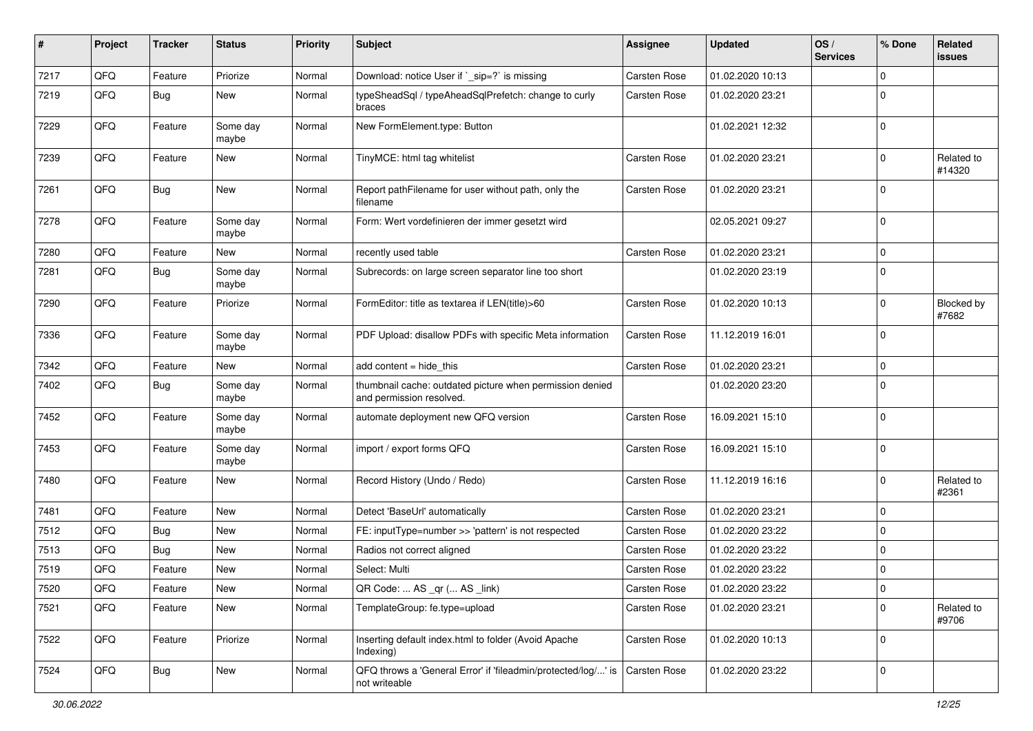| # | Project | Tracker | Status | Priority | Subject | Assignee | Updated | OS / Services | % Done | Related issues |
|---|---|---|---|---|---|---|---|---|---|---|
| 7217 | QFQ | Feature | Priorize | Normal | Download: notice User if `_sip=?` is missing | Carsten Rose | 01.02.2020 10:13 | | 0 | |
| 7219 | QFQ | Bug | New | Normal | typeSheadSql / typeAheadSqlPrefetch: change to curly braces | Carsten Rose | 01.02.2020 23:21 | | 0 | |
| 7229 | QFQ | Feature | Some day maybe | Normal | New FormElement.type: Button | | 01.02.2021 12:32 | | 0 | |
| 7239 | QFQ | Feature | New | Normal | TinyMCE: html tag whitelist | Carsten Rose | 01.02.2020 23:21 | | 0 | Related to #14320 |
| 7261 | QFQ | Bug | New | Normal | Report pathFilename for user without path, only the filename | Carsten Rose | 01.02.2020 23:21 | | 0 | |
| 7278 | QFQ | Feature | Some day maybe | Normal | Form: Wert vordefinieren der immer gesetzt wird | | 02.05.2021 09:27 | | 0 | |
| 7280 | QFQ | Feature | New | Normal | recently used table | Carsten Rose | 01.02.2020 23:21 | | 0 | |
| 7281 | QFQ | Bug | Some day maybe | Normal | Subrecords: on large screen separator line too short | | 01.02.2020 23:19 | | 0 | |
| 7290 | QFQ | Feature | Priorize | Normal | FormEditor: title as textarea if LEN(title)>60 | Carsten Rose | 01.02.2020 10:13 | | 0 | Blocked by #7682 |
| 7336 | QFQ | Feature | Some day maybe | Normal | PDF Upload: disallow PDFs with specific Meta information | Carsten Rose | 11.12.2019 16:01 | | 0 | |
| 7342 | QFQ | Feature | New | Normal | add content = hide_this | Carsten Rose | 01.02.2020 23:21 | | 0 | |
| 7402 | QFQ | Bug | Some day maybe | Normal | thumbnail cache: outdated picture when permission denied and permission resolved. | | 01.02.2020 23:20 | | 0 | |
| 7452 | QFQ | Feature | Some day maybe | Normal | automate deployment new QFQ version | Carsten Rose | 16.09.2021 15:10 | | 0 | |
| 7453 | QFQ | Feature | Some day maybe | Normal | import / export forms QFQ | Carsten Rose | 16.09.2021 15:10 | | 0 | |
| 7480 | QFQ | Feature | New | Normal | Record History (Undo / Redo) | Carsten Rose | 11.12.2019 16:16 | | 0 | Related to #2361 |
| 7481 | QFQ | Feature | New | Normal | Detect 'BaseUrl' automatically | Carsten Rose | 01.02.2020 23:21 | | 0 | |
| 7512 | QFQ | Bug | New | Normal | FE: inputType=number >> 'pattern' is not respected | Carsten Rose | 01.02.2020 23:22 | | 0 | |
| 7513 | QFQ | Bug | New | Normal | Radios not correct aligned | Carsten Rose | 01.02.2020 23:22 | | 0 | |
| 7519 | QFQ | Feature | New | Normal | Select: Multi | Carsten Rose | 01.02.2020 23:22 | | 0 | |
| 7520 | QFQ | Feature | New | Normal | QR Code: ... AS _qr (... AS _link) | Carsten Rose | 01.02.2020 23:22 | | 0 | |
| 7521 | QFQ | Feature | New | Normal | TemplateGroup: fe.type=upload | Carsten Rose | 01.02.2020 23:21 | | 0 | Related to #9706 |
| 7522 | QFQ | Feature | Priorize | Normal | Inserting default index.html to folder (Avoid Apache Indexing) | Carsten Rose | 01.02.2020 10:13 | | 0 | |
| 7524 | QFQ | Bug | New | Normal | QFQ throws a 'General Error' if 'fileadmin/protected/log/...' is not writeable | Carsten Rose | 01.02.2020 23:22 | | 0 | |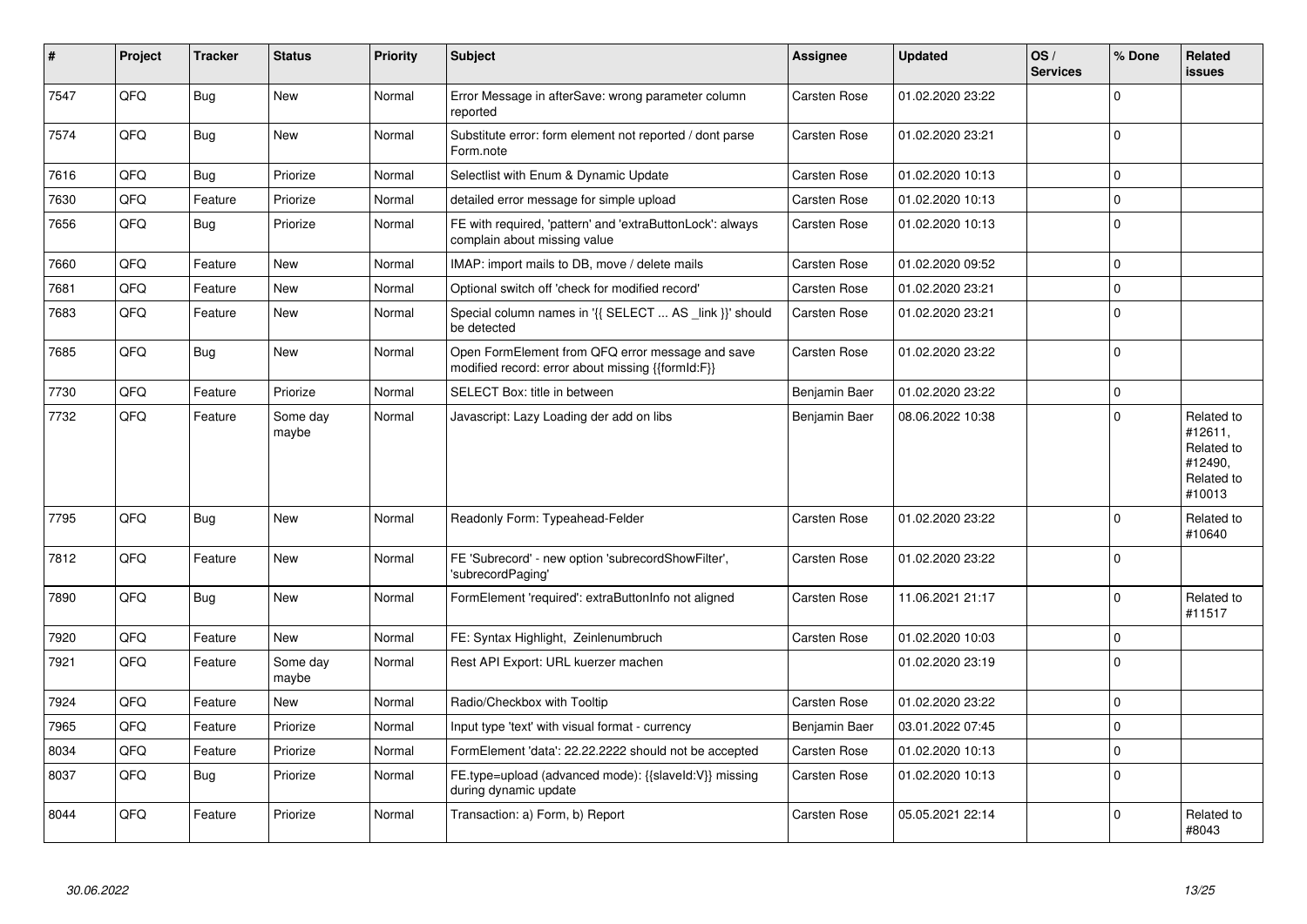| # | Project | Tracker | Status | Priority | Subject | Assignee | Updated | OS / Services | % Done | Related issues |
|---|---|---|---|---|---|---|---|---|---|---|
| 7547 | QFQ | Bug | New | Normal | Error Message in afterSave: wrong parameter column reported | Carsten Rose | 01.02.2020 23:22 | | 0 | |
| 7574 | QFQ | Bug | New | Normal | Substitute error: form element not reported / dont parse Form.note | Carsten Rose | 01.02.2020 23:21 | | 0 | |
| 7616 | QFQ | Bug | Priorize | Normal | Selectlist with Enum & Dynamic Update | Carsten Rose | 01.02.2020 10:13 | | 0 | |
| 7630 | QFQ | Feature | Priorize | Normal | detailed error message for simple upload | Carsten Rose | 01.02.2020 10:13 | | 0 | |
| 7656 | QFQ | Bug | Priorize | Normal | FE with required, 'pattern' and 'extraButtonLock': always complain about missing value | Carsten Rose | 01.02.2020 10:13 | | 0 | |
| 7660 | QFQ | Feature | New | Normal | IMAP: import mails to DB, move / delete mails | Carsten Rose | 01.02.2020 09:52 | | 0 | |
| 7681 | QFQ | Feature | New | Normal | Optional switch off 'check for modified record' | Carsten Rose | 01.02.2020 23:21 | | 0 | |
| 7683 | QFQ | Feature | New | Normal | Special column names in '{{ SELECT ... AS _link }}' should be detected | Carsten Rose | 01.02.2020 23:21 | | 0 | |
| 7685 | QFQ | Bug | New | Normal | Open FormElement from QFQ error message and save modified record: error about missing {{formId:F}} | Carsten Rose | 01.02.2020 23:22 | | 0 | |
| 7730 | QFQ | Feature | Priorize | Normal | SELECT Box: title in between | Benjamin Baer | 01.02.2020 23:22 | | 0 | |
| 7732 | QFQ | Feature | Some day maybe | Normal | Javascript: Lazy Loading der add on libs | Benjamin Baer | 08.06.2022 10:38 | | 0 | Related to #12611, Related to #12490, Related to #10013 |
| 7795 | QFQ | Bug | New | Normal | Readonly Form: Typeahead-Felder | Carsten Rose | 01.02.2020 23:22 | | 0 | Related to #10640 |
| 7812 | QFQ | Feature | New | Normal | FE 'Subrecord' - new option 'subrecordShowFilter', 'subrecordPaging' | Carsten Rose | 01.02.2020 23:22 | | 0 | |
| 7890 | QFQ | Bug | New | Normal | FormElement 'required': extraButtonInfo not aligned | Carsten Rose | 11.06.2021 21:17 | | 0 | Related to #11517 |
| 7920 | QFQ | Feature | New | Normal | FE: Syntax Highlight, Zeinlenumbruch | Carsten Rose | 01.02.2020 10:03 | | 0 | |
| 7921 | QFQ | Feature | Some day maybe | Normal | Rest API Export: URL kuerzer machen | | 01.02.2020 23:19 | | 0 | |
| 7924 | QFQ | Feature | New | Normal | Radio/Checkbox with Tooltip | Carsten Rose | 01.02.2020 23:22 | | 0 | |
| 7965 | QFQ | Feature | Priorize | Normal | Input type 'text' with visual format - currency | Benjamin Baer | 03.01.2022 07:45 | | 0 | |
| 8034 | QFQ | Feature | Priorize | Normal | FormElement 'data': 22.22.2222 should not be accepted | Carsten Rose | 01.02.2020 10:13 | | 0 | |
| 8037 | QFQ | Bug | Priorize | Normal | FE.type=upload (advanced mode): {{slaveId:V}} missing during dynamic update | Carsten Rose | 01.02.2020 10:13 | | 0 | |
| 8044 | QFQ | Feature | Priorize | Normal | Transaction: a) Form, b) Report | Carsten Rose | 05.05.2021 22:14 | | 0 | Related to #8043 |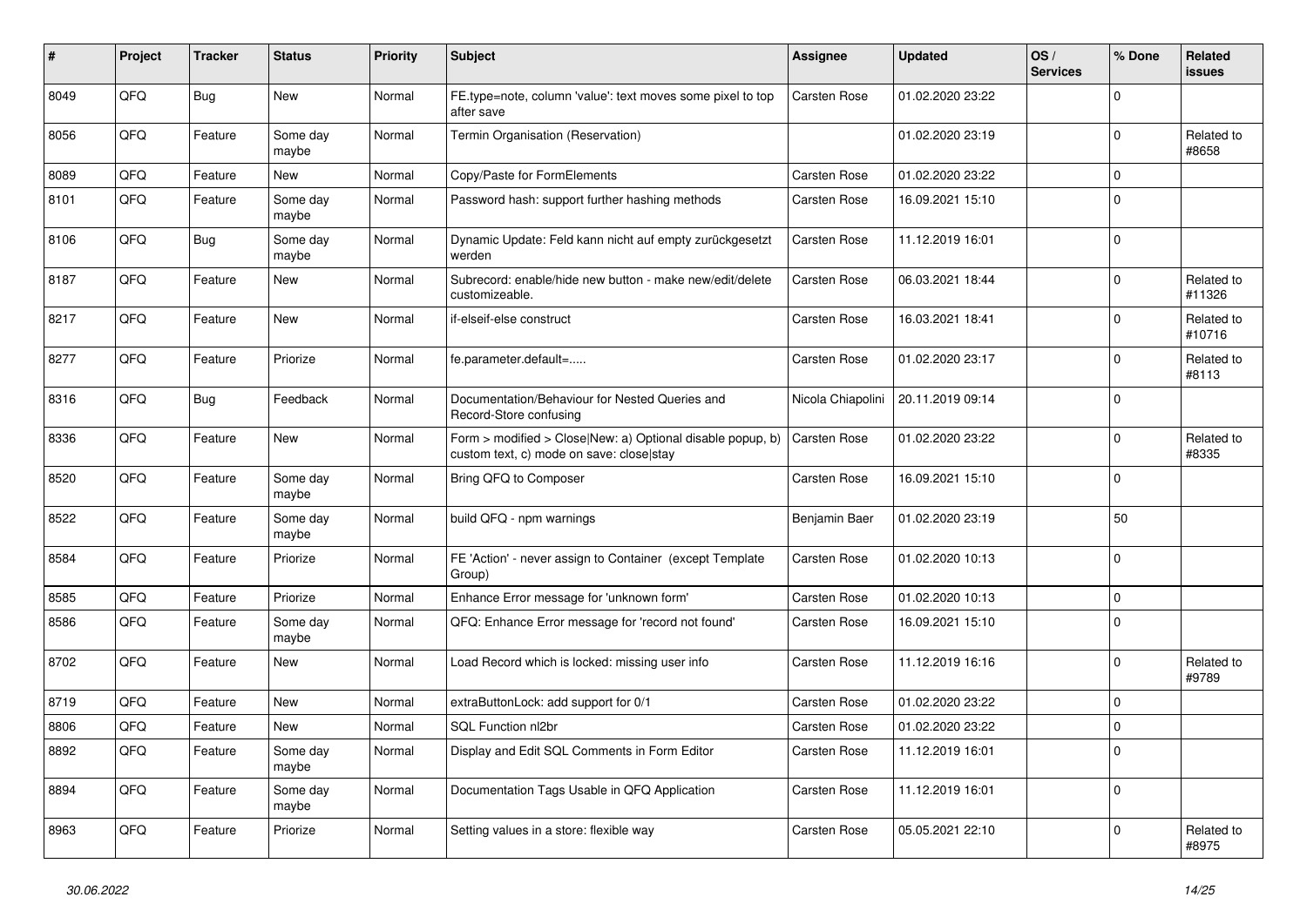| # | Project | Tracker | Status | Priority | Subject | Assignee | Updated | OS / Services | % Done | Related issues |
|---|---|---|---|---|---|---|---|---|---|---|
| 8049 | QFQ | Bug | New | Normal | FE.type=note, column 'value': text moves some pixel to top after save | Carsten Rose | 01.02.2020 23:22 | | 0 | |
| 8056 | QFQ | Feature | Some day maybe | Normal | Termin Organisation (Reservation) | | 01.02.2020 23:19 | | 0 | Related to #8658 |
| 8089 | QFQ | Feature | New | Normal | Copy/Paste for FormElements | Carsten Rose | 01.02.2020 23:22 | | 0 | |
| 8101 | QFQ | Feature | Some day maybe | Normal | Password hash: support further hashing methods | Carsten Rose | 16.09.2021 15:10 | | 0 | |
| 8106 | QFQ | Bug | Some day maybe | Normal | Dynamic Update: Feld kann nicht auf empty zurückgesetzt werden | Carsten Rose | 11.12.2019 16:01 | | 0 | |
| 8187 | QFQ | Feature | New | Normal | Subrecord: enable/hide new button - make new/edit/delete customizeable. | Carsten Rose | 06.03.2021 18:44 | | 0 | Related to #11326 |
| 8217 | QFQ | Feature | New | Normal | if-elseif-else construct | Carsten Rose | 16.03.2021 18:41 | | 0 | Related to #10716 |
| 8277 | QFQ | Feature | Priorize | Normal | fe.parameter.default=..... | Carsten Rose | 01.02.2020 23:17 | | 0 | Related to #8113 |
| 8316 | QFQ | Bug | Feedback | Normal | Documentation/Behaviour for Nested Queries and Record-Store confusing | Nicola Chiapolini | 20.11.2019 09:14 | | 0 | |
| 8336 | QFQ | Feature | New | Normal | Form > modified > Close\|New: a) Optional disable popup, b) custom text, c) mode on save: close\|stay | Carsten Rose | 01.02.2020 23:22 | | 0 | Related to #8335 |
| 8520 | QFQ | Feature | Some day maybe | Normal | Bring QFQ to Composer | Carsten Rose | 16.09.2021 15:10 | | 0 | |
| 8522 | QFQ | Feature | Some day maybe | Normal | build QFQ - npm warnings | Benjamin Baer | 01.02.2020 23:19 | | 50 | |
| 8584 | QFQ | Feature | Priorize | Normal | FE 'Action' - never assign to Container (except Template Group) | Carsten Rose | 01.02.2020 10:13 | | 0 | |
| 8585 | QFQ | Feature | Priorize | Normal | Enhance Error message for 'unknown form' | Carsten Rose | 01.02.2020 10:13 | | 0 | |
| 8586 | QFQ | Feature | Some day maybe | Normal | QFQ: Enhance Error message for 'record not found' | Carsten Rose | 16.09.2021 15:10 | | 0 | |
| 8702 | QFQ | Feature | New | Normal | Load Record which is locked: missing user info | Carsten Rose | 11.12.2019 16:16 | | 0 | Related to #9789 |
| 8719 | QFQ | Feature | New | Normal | extraButtonLock: add support for 0/1 | Carsten Rose | 01.02.2020 23:22 | | 0 | |
| 8806 | QFQ | Feature | New | Normal | SQL Function nl2br | Carsten Rose | 01.02.2020 23:22 | | 0 | |
| 8892 | QFQ | Feature | Some day maybe | Normal | Display and Edit SQL Comments in Form Editor | Carsten Rose | 11.12.2019 16:01 | | 0 | |
| 8894 | QFQ | Feature | Some day maybe | Normal | Documentation Tags Usable in QFQ Application | Carsten Rose | 11.12.2019 16:01 | | 0 | |
| 8963 | QFQ | Feature | Priorize | Normal | Setting values in a store: flexible way | Carsten Rose | 05.05.2021 22:10 | | 0 | Related to #8975 |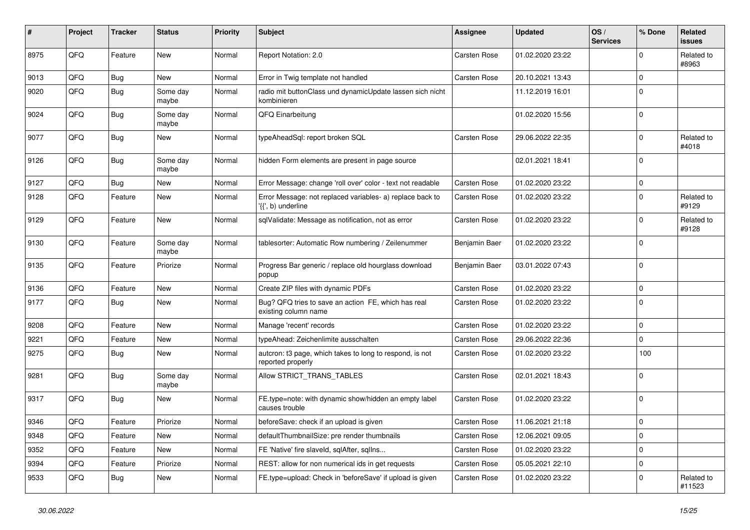| # | Project | Tracker | Status | Priority | Subject | Assignee | Updated | OS / Services | % Done | Related issues |
|---|---|---|---|---|---|---|---|---|---|---|
| 8975 | QFQ | Feature | New | Normal | Report Notation: 2.0 | Carsten Rose | 01.02.2020 23:22 | | 0 | Related to #8963 |
| 9013 | QFQ | Bug | New | Normal | Error in Twig template not handled | Carsten Rose | 20.10.2021 13:43 | | 0 | |
| 9020 | QFQ | Bug | Some day maybe | Normal | radio mit buttonClass und dynamicUpdate lassen sich nicht kombinieren | | 11.12.2019 16:01 | | 0 | |
| 9024 | QFQ | Bug | Some day maybe | Normal | QFQ Einarbeitung | | 01.02.2020 15:56 | | 0 | |
| 9077 | QFQ | Bug | New | Normal | typeAheadSql: report broken SQL | Carsten Rose | 29.06.2022 22:35 | | 0 | Related to #4018 |
| 9126 | QFQ | Bug | Some day maybe | Normal | hidden Form elements are present in page source | | 02.01.2021 18:41 | | 0 | |
| 9127 | QFQ | Bug | New | Normal | Error Message: change 'roll over' color - text not readable | Carsten Rose | 01.02.2020 23:22 | | 0 | |
| 9128 | QFQ | Feature | New | Normal | Error Message: not replaced variables- a) replace back to '{{', b) underline | Carsten Rose | 01.02.2020 23:22 | | 0 | Related to #9129 |
| 9129 | QFQ | Feature | New | Normal | sqlValidate: Message as notification, not as error | Carsten Rose | 01.02.2020 23:22 | | 0 | Related to #9128 |
| 9130 | QFQ | Feature | Some day maybe | Normal | tablesorter: Automatic Row numbering / Zeilenummer | Benjamin Baer | 01.02.2020 23:22 | | 0 | |
| 9135 | QFQ | Feature | Priorize | Normal | Progress Bar generic / replace old hourglass download popup | Benjamin Baer | 03.01.2022 07:43 | | 0 | |
| 9136 | QFQ | Feature | New | Normal | Create ZIP files with dynamic PDFs | Carsten Rose | 01.02.2020 23:22 | | 0 | |
| 9177 | QFQ | Bug | New | Normal | Bug? QFQ tries to save an action FE, which has real existing column name | Carsten Rose | 01.02.2020 23:22 | | 0 | |
| 9208 | QFQ | Feature | New | Normal | Manage 'recent' records | Carsten Rose | 01.02.2020 23:22 | | 0 | |
| 9221 | QFQ | Feature | New | Normal | typeAhead: Zeichenlimite ausschalten | Carsten Rose | 29.06.2022 22:36 | | 0 | |
| 9275 | QFQ | Bug | New | Normal | autcron: t3 page, which takes to long to respond, is not reported properly | Carsten Rose | 01.02.2020 23:22 | | 100 | |
| 9281 | QFQ | Bug | Some day maybe | Normal | Allow STRICT_TRANS_TABLES | Carsten Rose | 02.01.2021 18:43 | | 0 | |
| 9317 | QFQ | Bug | New | Normal | FE.type=note: with dynamic show/hidden an empty label causes trouble | Carsten Rose | 01.02.2020 23:22 | | 0 | |
| 9346 | QFQ | Feature | Priorize | Normal | beforeSave: check if an upload is given | Carsten Rose | 11.06.2021 21:18 | | 0 | |
| 9348 | QFQ | Feature | New | Normal | defaultThumbnailSize: pre render thumbnails | Carsten Rose | 12.06.2021 09:05 | | 0 | |
| 9352 | QFQ | Feature | New | Normal | FE 'Native' fire slaveId, sqlAfter, sqlIns... | Carsten Rose | 01.02.2020 23:22 | | 0 | |
| 9394 | QFQ | Feature | Priorize | Normal | REST: allow for non numerical ids in get requests | Carsten Rose | 05.05.2021 22:10 | | 0 | |
| 9533 | QFQ | Bug | New | Normal | FE.type=upload: Check in 'beforeSave' if upload is given | Carsten Rose | 01.02.2020 23:22 | | 0 | Related to #11523 |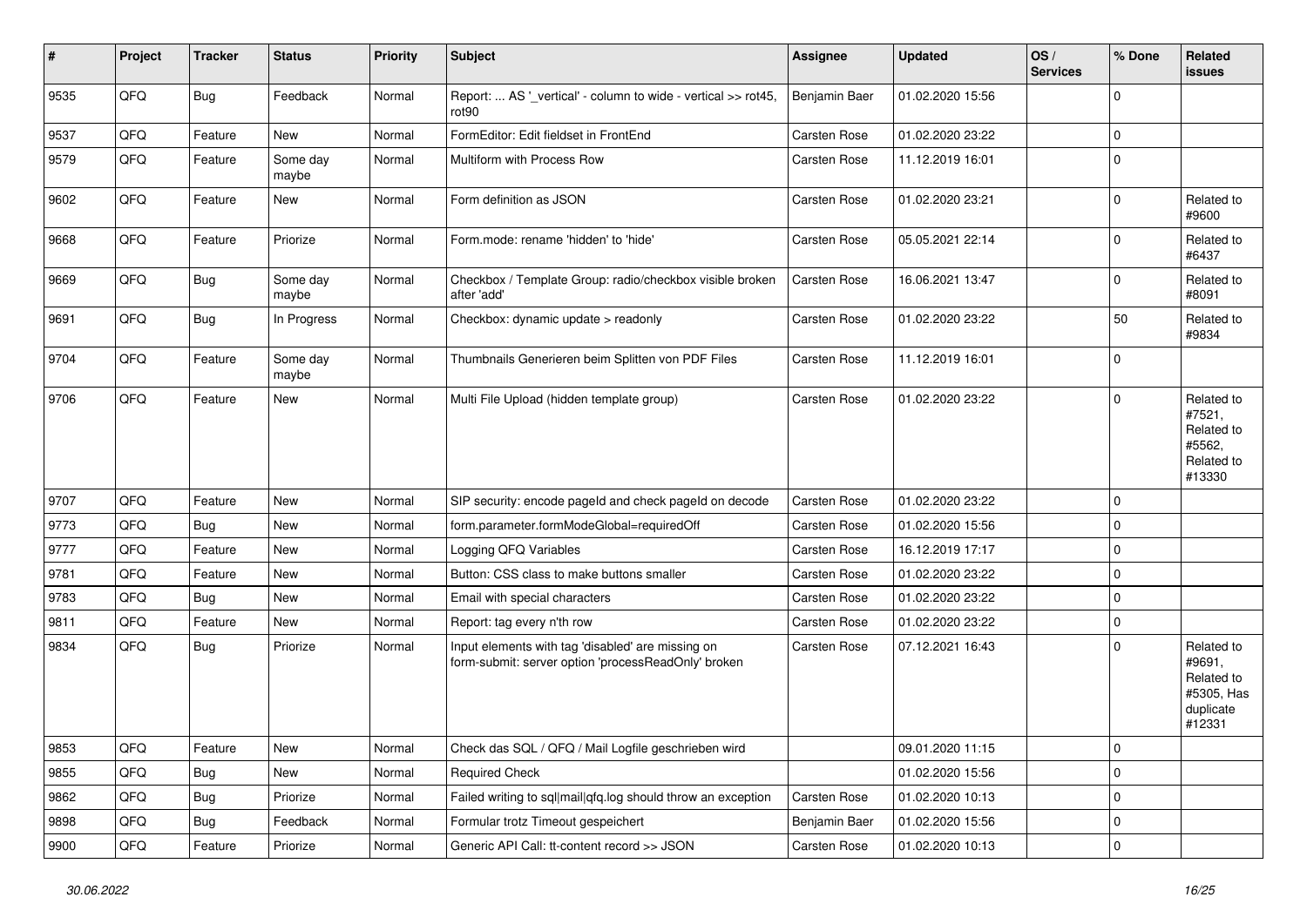| # | Project | Tracker | Status | Priority | Subject | Assignee | Updated | OS / Services | % Done | Related issues |
|---|---|---|---|---|---|---|---|---|---|---|
| 9535 | QFQ | Bug | Feedback | Normal | Report: ... AS '_vertical' - column to wide - vertical >> rot45, rot90 | Benjamin Baer | 01.02.2020 15:56 | | 0 | |
| 9537 | QFQ | Feature | New | Normal | FormEditor: Edit fieldset in FrontEnd | Carsten Rose | 01.02.2020 23:22 | | 0 | |
| 9579 | QFQ | Feature | Some day maybe | Normal | Multiform with Process Row | Carsten Rose | 11.12.2019 16:01 | | 0 | |
| 9602 | QFQ | Feature | New | Normal | Form definition as JSON | Carsten Rose | 01.02.2020 23:21 | | 0 | Related to #9600 |
| 9668 | QFQ | Feature | Priorize | Normal | Form.mode: rename 'hidden' to 'hide' | Carsten Rose | 05.05.2021 22:14 | | 0 | Related to #6437 |
| 9669 | QFQ | Bug | Some day maybe | Normal | Checkbox / Template Group: radio/checkbox visible broken after 'add' | Carsten Rose | 16.06.2021 13:47 | | 0 | Related to #8091 |
| 9691 | QFQ | Bug | In Progress | Normal | Checkbox: dynamic update > readonly | Carsten Rose | 01.02.2020 23:22 | | 50 | Related to #9834 |
| 9704 | QFQ | Feature | Some day maybe | Normal | Thumbnails Generieren beim Splitten von PDF Files | Carsten Rose | 11.12.2019 16:01 | | 0 | |
| 9706 | QFQ | Feature | New | Normal | Multi File Upload (hidden template group) | Carsten Rose | 01.02.2020 23:22 | | 0 | Related to #7521, Related to #5562, Related to #13330 |
| 9707 | QFQ | Feature | New | Normal | SIP security: encode pageId and check pageId on decode | Carsten Rose | 01.02.2020 23:22 | | 0 | |
| 9773 | QFQ | Bug | New | Normal | form.parameter.formModeGlobal=requiredOff | Carsten Rose | 01.02.2020 15:56 | | 0 | |
| 9777 | QFQ | Feature | New | Normal | Logging QFQ Variables | Carsten Rose | 16.12.2019 17:17 | | 0 | |
| 9781 | QFQ | Feature | New | Normal | Button: CSS class to make buttons smaller | Carsten Rose | 01.02.2020 23:22 | | 0 | |
| 9783 | QFQ | Bug | New | Normal | Email with special characters | Carsten Rose | 01.02.2020 23:22 | | 0 | |
| 9811 | QFQ | Feature | New | Normal | Report: tag every n'th row | Carsten Rose | 01.02.2020 23:22 | | 0 | |
| 9834 | QFQ | Bug | Priorize | Normal | Input elements with tag 'disabled' are missing on form-submit: server option 'processReadOnly' broken | Carsten Rose | 07.12.2021 16:43 | | 0 | Related to #9691, Related to #5305, Has duplicate #12331 |
| 9853 | QFQ | Feature | New | Normal | Check das SQL / QFQ / Mail Logfile geschrieben wird | | 09.01.2020 11:15 | | 0 | |
| 9855 | QFQ | Bug | New | Normal | Required Check | | 01.02.2020 15:56 | | 0 | |
| 9862 | QFQ | Bug | Priorize | Normal | Failed writing to sql\|mail\|qfq.log should throw an exception | Carsten Rose | 01.02.2020 10:13 | | 0 | |
| 9898 | QFQ | Bug | Feedback | Normal | Formular trotz Timeout gespeichert | Benjamin Baer | 01.02.2020 15:56 | | 0 | |
| 9900 | QFQ | Feature | Priorize | Normal | Generic API Call: tt-content record >> JSON | Carsten Rose | 01.02.2020 10:13 | | 0 | |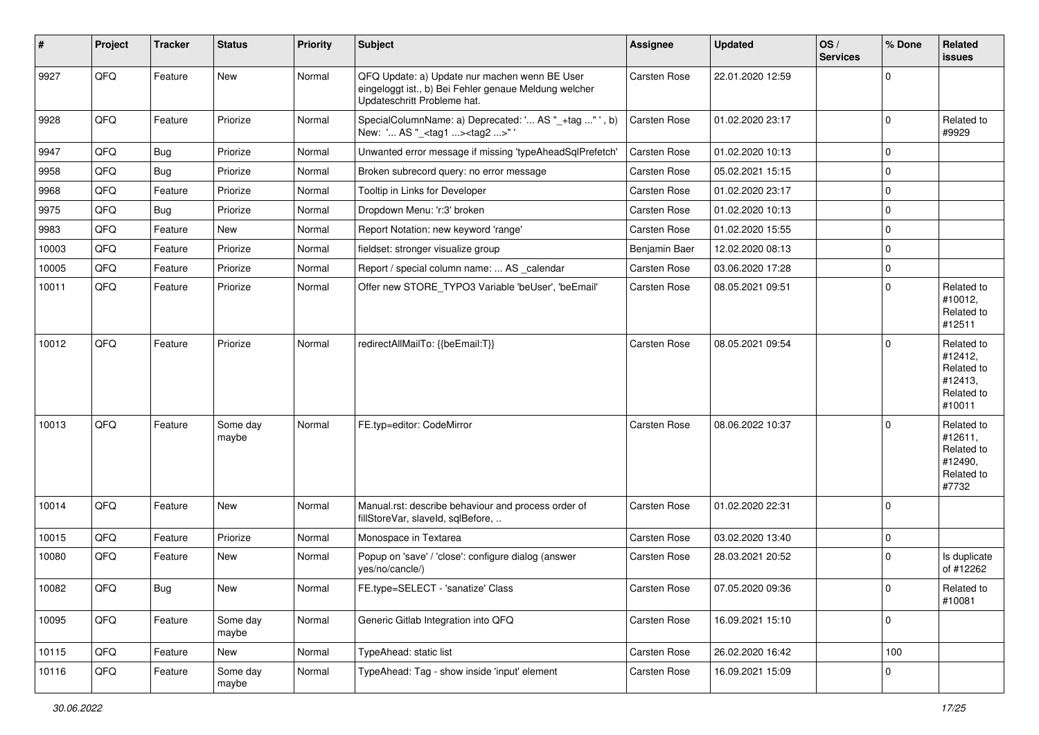| # | Project | Tracker | Status | Priority | Subject | Assignee | Updated | OS / Services | % Done | Related issues |
|---|---|---|---|---|---|---|---|---|---|---|
| 9927 | QFQ | Feature | New | Normal | QFQ Update: a) Update nur machen wenn BE User eingeloggt ist., b) Bei Fehler genaue Meldung welcher Updateschritt Probleme hat. | Carsten Rose | 22.01.2020 12:59 | | 0 | |
| 9928 | QFQ | Feature | Priorize | Normal | SpecialColumnName: a) Deprecated: '... AS "_+tag ..." ', b) New: '... AS "_<tag1 ...><tag2 ...>" ' | Carsten Rose | 01.02.2020 23:17 | | 0 | Related to #9929 |
| 9947 | QFQ | Bug | Priorize | Normal | Unwanted error message if missing 'typeAheadSqlPrefetch' | Carsten Rose | 01.02.2020 10:13 | | 0 | |
| 9958 | QFQ | Bug | Priorize | Normal | Broken subrecord query: no error message | Carsten Rose | 05.02.2021 15:15 | | 0 | |
| 9968 | QFQ | Feature | Priorize | Normal | Tooltip in Links for Developer | Carsten Rose | 01.02.2020 23:17 | | 0 | |
| 9975 | QFQ | Bug | Priorize | Normal | Dropdown Menu: 'r:3' broken | Carsten Rose | 01.02.2020 10:13 | | 0 | |
| 9983 | QFQ | Feature | New | Normal | Report Notation: new keyword 'range' | Carsten Rose | 01.02.2020 15:55 | | 0 | |
| 10003 | QFQ | Feature | Priorize | Normal | fieldset: stronger visualize group | Benjamin Baer | 12.02.2020 08:13 | | 0 | |
| 10005 | QFQ | Feature | Priorize | Normal | Report / special column name: ... AS _calendar | Carsten Rose | 03.06.2020 17:28 | | 0 | |
| 10011 | QFQ | Feature | Priorize | Normal | Offer new STORE_TYPO3 Variable 'beUser', 'beEmail' | Carsten Rose | 08.05.2021 09:51 | | 0 | Related to #10012, Related to #12511 |
| 10012 | QFQ | Feature | Priorize | Normal | redirectAllMailTo: {{beEmail:T}} | Carsten Rose | 08.05.2021 09:54 | | 0 | Related to #12412, Related to #12413, Related to #10011 |
| 10013 | QFQ | Feature | Some day maybe | Normal | FE.typ=editor: CodeMirror | Carsten Rose | 08.06.2022 10:37 | | 0 | Related to #12611, Related to #12490, Related to #7732 |
| 10014 | QFQ | Feature | New | Normal | Manual.rst: describe behaviour and process order of fillStoreVar, slaveId, sqlBefore, .. | Carsten Rose | 01.02.2020 22:31 | | 0 | |
| 10015 | QFQ | Feature | Priorize | Normal | Monospace in Textarea | Carsten Rose | 03.02.2020 13:40 | | 0 | |
| 10080 | QFQ | Feature | New | Normal | Popup on 'save' / 'close': configure dialog (answer yes/no/cancle/) | Carsten Rose | 28.03.2021 20:52 | | 0 | Is duplicate of #12262 |
| 10082 | QFQ | Bug | New | Normal | FE.type=SELECT - 'sanatize' Class | Carsten Rose | 07.05.2020 09:36 | | 0 | Related to #10081 |
| 10095 | QFQ | Feature | Some day maybe | Normal | Generic Gitlab Integration into QFQ | Carsten Rose | 16.09.2021 15:10 | | 0 | |
| 10115 | QFQ | Feature | New | Normal | TypeAhead: static list | Carsten Rose | 26.02.2020 16:42 | | 100 | |
| 10116 | QFQ | Feature | Some day maybe | Normal | TypeAhead: Tag - show inside 'input' element | Carsten Rose | 16.09.2021 15:09 | | 0 | |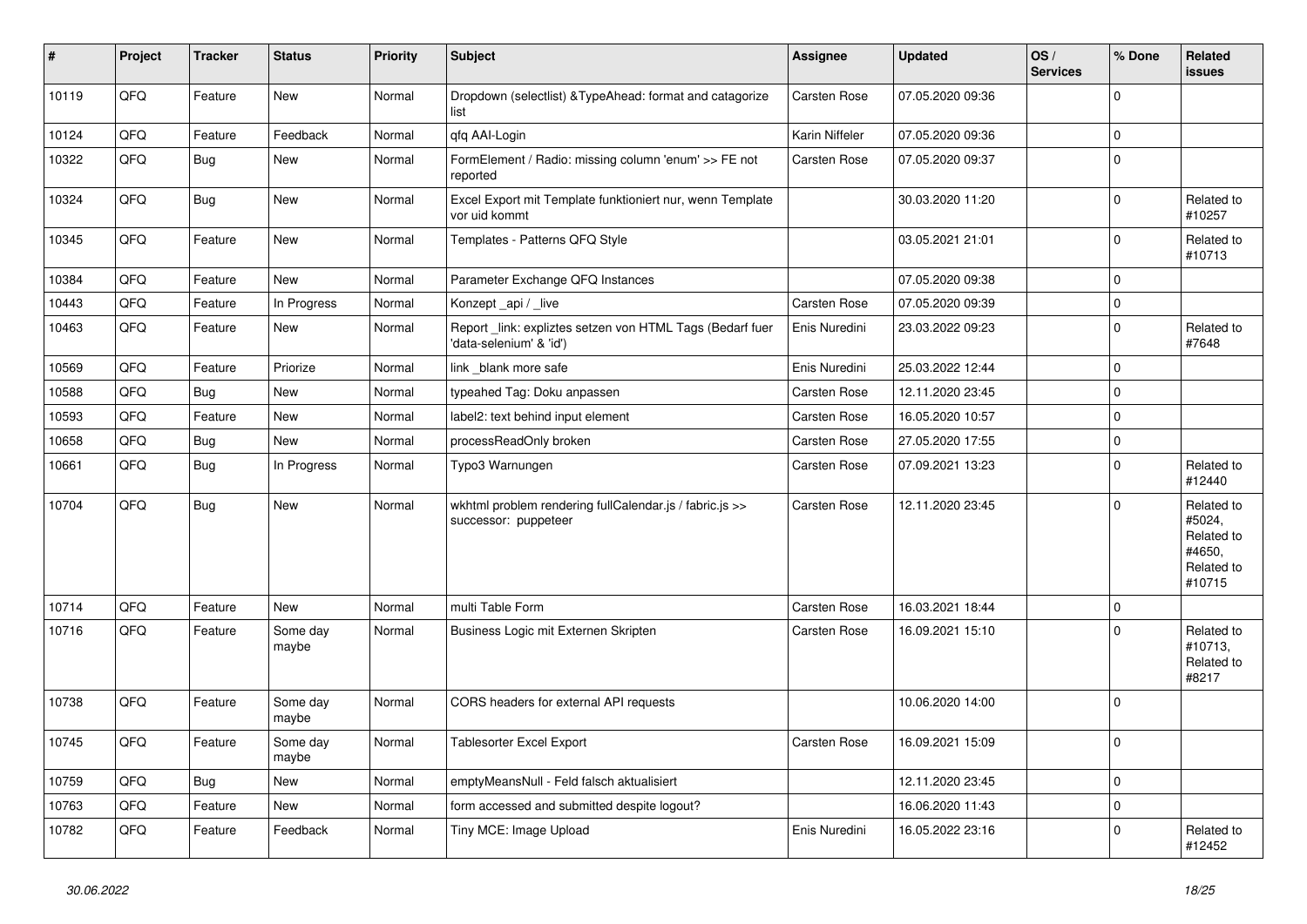| # | Project | Tracker | Status | Priority | Subject | Assignee | Updated | OS / Services | % Done | Related issues |
|---|---|---|---|---|---|---|---|---|---|---|
| 10119 | QFQ | Feature | New | Normal | Dropdown (selectlist) &TypeAhead: format and catagorize list | Carsten Rose | 07.05.2020 09:36 | | 0 | |
| 10124 | QFQ | Feature | Feedback | Normal | qfq AAI-Login | Karin Niffeler | 07.05.2020 09:36 | | 0 | |
| 10322 | QFQ | Bug | New | Normal | FormElement / Radio: missing column 'enum' >> FE not reported | Carsten Rose | 07.05.2020 09:37 | | 0 | |
| 10324 | QFQ | Bug | New | Normal | Excel Export mit Template funktioniert nur, wenn Template vor uid kommt | | 30.03.2020 11:20 | | 0 | Related to #10257 |
| 10345 | QFQ | Feature | New | Normal | Templates - Patterns QFQ Style | | 03.05.2021 21:01 | | 0 | Related to #10713 |
| 10384 | QFQ | Feature | New | Normal | Parameter Exchange QFQ Instances | | 07.05.2020 09:38 | | 0 | |
| 10443 | QFQ | Feature | In Progress | Normal | Konzept _api / _live | Carsten Rose | 07.05.2020 09:39 | | 0 | |
| 10463 | QFQ | Feature | New | Normal | Report _link: expliztes setzen von HTML Tags (Bedarf fuer 'data-selenium' & 'id') | Enis Nuredini | 23.03.2022 09:23 | | 0 | Related to #7648 |
| 10569 | QFQ | Feature | Priorize | Normal | link _blank more safe | Enis Nuredini | 25.03.2022 12:44 | | 0 | |
| 10588 | QFQ | Bug | New | Normal | typeahed Tag: Doku anpassen | Carsten Rose | 12.11.2020 23:45 | | 0 | |
| 10593 | QFQ | Feature | New | Normal | label2: text behind input element | Carsten Rose | 16.05.2020 10:57 | | 0 | |
| 10658 | QFQ | Bug | New | Normal | processReadOnly broken | Carsten Rose | 27.05.2020 17:55 | | 0 | |
| 10661 | QFQ | Bug | In Progress | Normal | Typo3 Warnungen | Carsten Rose | 07.09.2021 13:23 | | 0 | Related to #12440 |
| 10704 | QFQ | Bug | New | Normal | wkhtml problem rendering fullCalendar.js / fabric.js >> successor: puppeteer | Carsten Rose | 12.11.2020 23:45 | | 0 | Related to #5024, Related to #4650, Related to #10715 |
| 10714 | QFQ | Feature | New | Normal | multi Table Form | Carsten Rose | 16.03.2021 18:44 | | 0 | |
| 10716 | QFQ | Feature | Some day maybe | Normal | Business Logic mit Externen Skripten | Carsten Rose | 16.09.2021 15:10 | | 0 | Related to #10713, Related to #8217 |
| 10738 | QFQ | Feature | Some day maybe | Normal | CORS headers for external API requests | | 10.06.2020 14:00 | | 0 | |
| 10745 | QFQ | Feature | Some day maybe | Normal | Tablesorter Excel Export | Carsten Rose | 16.09.2021 15:09 | | 0 | |
| 10759 | QFQ | Bug | New | Normal | emptyMeansNull - Feld falsch aktualisiert | | 12.11.2020 23:45 | | 0 | |
| 10763 | QFQ | Feature | New | Normal | form accessed and submitted despite logout? | | 16.06.2020 11:43 | | 0 | |
| 10782 | QFQ | Feature | Feedback | Normal | Tiny MCE: Image Upload | Enis Nuredini | 16.05.2022 23:16 | | 0 | Related to #12452 |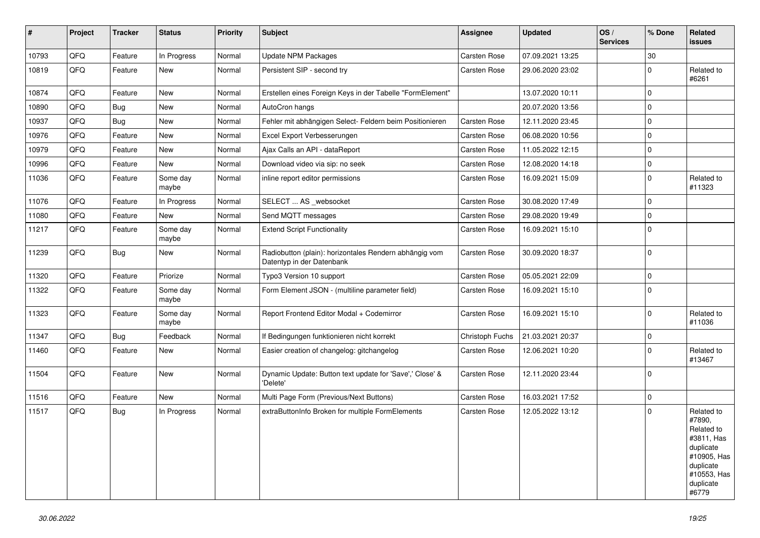| # | Project | Tracker | Status | Priority | Subject | Assignee | Updated | OS / Services | % Done | Related issues |
|---|---|---|---|---|---|---|---|---|---|---|
| 10793 | QFQ | Feature | In Progress | Normal | Update NPM Packages | Carsten Rose | 07.09.2021 13:25 | | 30 | |
| 10819 | QFQ | Feature | New | Normal | Persistent SIP - second try | Carsten Rose | 29.06.2020 23:02 | | 0 | Related to #6261 |
| 10874 | QFQ | Feature | New | Normal | Erstellen eines Foreign Keys in der Tabelle "FormElement" | | 13.07.2020 10:11 | | 0 | |
| 10890 | QFQ | Bug | New | Normal | AutoCron hangs | | 20.07.2020 13:56 | | 0 | |
| 10937 | QFQ | Bug | New | Normal | Fehler mit abhängigen Select- Feldern beim Positionieren | Carsten Rose | 12.11.2020 23:45 | | 0 | |
| 10976 | QFQ | Feature | New | Normal | Excel Export Verbesserungen | Carsten Rose | 06.08.2020 10:56 | | 0 | |
| 10979 | QFQ | Feature | New | Normal | Ajax Calls an API - dataReport | Carsten Rose | 11.05.2022 12:15 | | 0 | |
| 10996 | QFQ | Feature | New | Normal | Download video via sip: no seek | Carsten Rose | 12.08.2020 14:18 | | 0 | |
| 11036 | QFQ | Feature | Some day maybe | Normal | inline report editor permissions | Carsten Rose | 16.09.2021 15:09 | | 0 | Related to #11323 |
| 11076 | QFQ | Feature | In Progress | Normal | SELECT ... AS _websocket | Carsten Rose | 30.08.2020 17:49 | | 0 | |
| 11080 | QFQ | Feature | New | Normal | Send MQTT messages | Carsten Rose | 29.08.2020 19:49 | | 0 | |
| 11217 | QFQ | Feature | Some day maybe | Normal | Extend Script Functionality | Carsten Rose | 16.09.2021 15:10 | | 0 | |
| 11239 | QFQ | Bug | New | Normal | Radiobutton (plain): horizontales Rendern abhängig vom Datentyp in der Datenbank | Carsten Rose | 30.09.2020 18:37 | | 0 | |
| 11320 | QFQ | Feature | Priorize | Normal | Typo3 Version 10 support | Carsten Rose | 05.05.2021 22:09 | | 0 | |
| 11322 | QFQ | Feature | Some day maybe | Normal | Form Element JSON - (multiline parameter field) | Carsten Rose | 16.09.2021 15:10 | | 0 | |
| 11323 | QFQ | Feature | Some day maybe | Normal | Report Frontend Editor Modal + Codemirror | Carsten Rose | 16.09.2021 15:10 | | 0 | Related to #11036 |
| 11347 | QFQ | Bug | Feedback | Normal | If Bedingungen funktionieren nicht korrekt | Christoph Fuchs | 21.03.2021 20:37 | | 0 | |
| 11460 | QFQ | Feature | New | Normal | Easier creation of changelog: gitchangelog | Carsten Rose | 12.06.2021 10:20 | | 0 | Related to #13467 |
| 11504 | QFQ | Feature | New | Normal | Dynamic Update: Button text update for 'Save',' Close' & 'Delete' | Carsten Rose | 12.11.2020 23:44 | | 0 | |
| 11516 | QFQ | Feature | New | Normal | Multi Page Form (Previous/Next Buttons) | Carsten Rose | 16.03.2021 17:52 | | 0 | |
| 11517 | QFQ | Bug | In Progress | Normal | extraButtonInfo Broken for multiple FormElements | Carsten Rose | 12.05.2022 13:12 | | 0 | Related to #7890, Related to #3811, Has duplicate #10905, Has duplicate #10553, Has duplicate #6779 |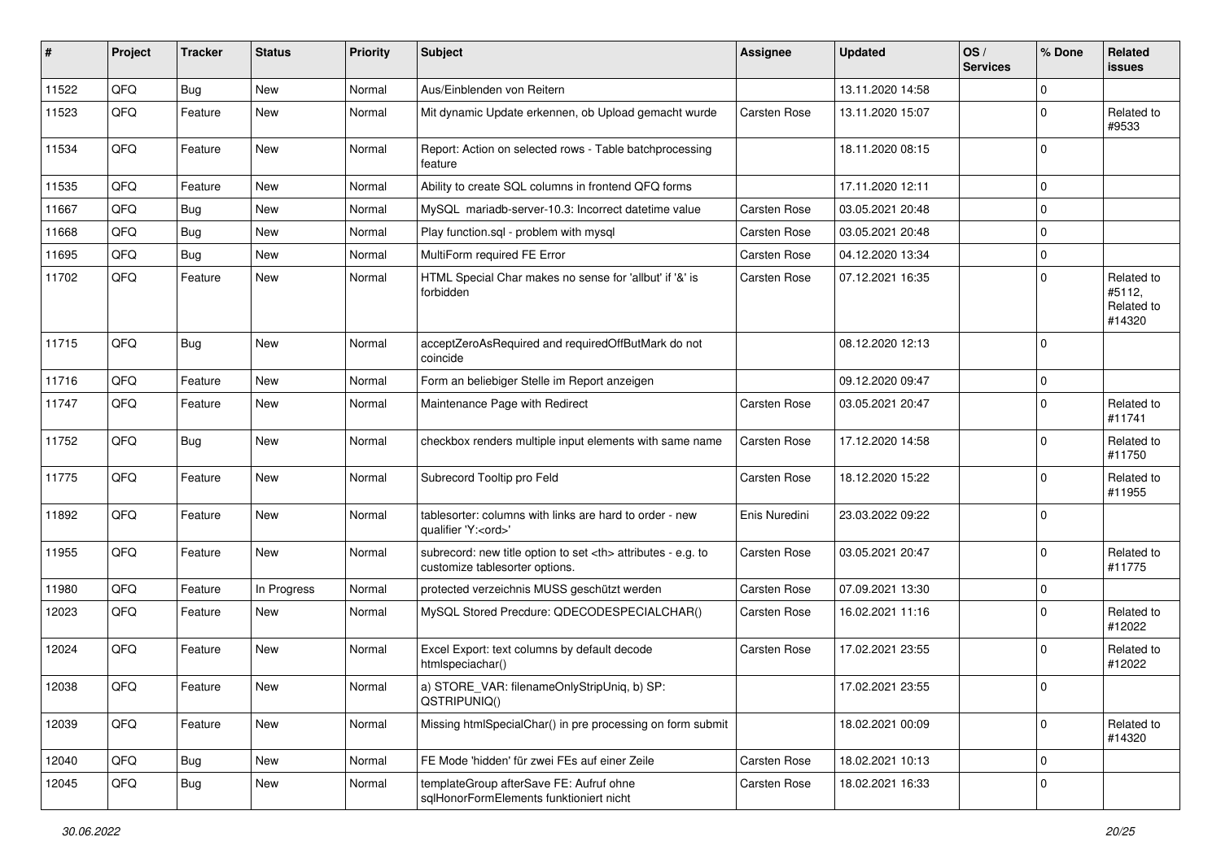| # | Project | Tracker | Status | Priority | Subject | Assignee | Updated | OS / Services | % Done | Related issues |
|---|---|---|---|---|---|---|---|---|---|---|
| 11522 | QFQ | Bug | New | Normal | Aus/Einblenden von Reitern | | 13.11.2020 14:58 | | 0 | |
| 11523 | QFQ | Feature | New | Normal | Mit dynamic Update erkennen, ob Upload gemacht wurde | Carsten Rose | 13.11.2020 15:07 | | 0 | Related to #9533 |
| 11534 | QFQ | Feature | New | Normal | Report: Action on selected rows - Table batchprocessing feature | | 18.11.2020 08:15 | | 0 | |
| 11535 | QFQ | Feature | New | Normal | Ability to create SQL columns in frontend QFQ forms | | 17.11.2020 12:11 | | 0 | |
| 11667 | QFQ | Bug | New | Normal | MySQL mariadb-server-10.3: Incorrect datetime value | Carsten Rose | 03.05.2021 20:48 | | 0 | |
| 11668 | QFQ | Bug | New | Normal | Play function.sql - problem with mysql | Carsten Rose | 03.05.2021 20:48 | | 0 | |
| 11695 | QFQ | Bug | New | Normal | MultiForm required FE Error | Carsten Rose | 04.12.2020 13:34 | | 0 | |
| 11702 | QFQ | Feature | New | Normal | HTML Special Char makes no sense for 'allbut' if '&' is forbidden | Carsten Rose | 07.12.2021 16:35 | | 0 | Related to #5112, Related to #14320 |
| 11715 | QFQ | Bug | New | Normal | acceptZeroAsRequired and requiredOffButMark do not coincide | | 08.12.2020 12:13 | | 0 | |
| 11716 | QFQ | Feature | New | Normal | Form an beliebiger Stelle im Report anzeigen | | 09.12.2020 09:47 | | 0 | |
| 11747 | QFQ | Feature | New | Normal | Maintenance Page with Redirect | Carsten Rose | 03.05.2021 20:47 | | 0 | Related to #11741 |
| 11752 | QFQ | Bug | New | Normal | checkbox renders multiple input elements with same name | Carsten Rose | 17.12.2020 14:58 | | 0 | Related to #11750 |
| 11775 | QFQ | Feature | New | Normal | Subrecord Tooltip pro Feld | Carsten Rose | 18.12.2020 15:22 | | 0 | Related to #11955 |
| 11892 | QFQ | Feature | New | Normal | tablesorter: columns with links are hard to order - new qualifier 'Y:<ord>' | Enis Nuredini | 23.03.2022 09:22 | | 0 | |
| 11955 | QFQ | Feature | New | Normal | subrecord: new title option to set <th> attributes - e.g. to customize tablesorter options. | Carsten Rose | 03.05.2021 20:47 | | 0 | Related to #11775 |
| 11980 | QFQ | Feature | In Progress | Normal | protected verzeichnis MUSS geschützt werden | Carsten Rose | 07.09.2021 13:30 | | 0 | |
| 12023 | QFQ | Feature | New | Normal | MySQL Stored Precdure: QDECODESPECIALCHAR() | Carsten Rose | 16.02.2021 11:16 | | 0 | Related to #12022 |
| 12024 | QFQ | Feature | New | Normal | Excel Export: text columns by default decode htmlspeciachar() | Carsten Rose | 17.02.2021 23:55 | | 0 | Related to #12022 |
| 12038 | QFQ | Feature | New | Normal | a) STORE_VAR: filenameOnlyStripUniq, b) SP: QSTRIPUNIQ() | | 17.02.2021 23:55 | | 0 | |
| 12039 | QFQ | Feature | New | Normal | Missing htmlSpecialChar() in pre processing on form submit | | 18.02.2021 00:09 | | 0 | Related to #14320 |
| 12040 | QFQ | Bug | New | Normal | FE Mode 'hidden' für zwei FEs auf einer Zeile | Carsten Rose | 18.02.2021 10:13 | | 0 | |
| 12045 | QFQ | Bug | New | Normal | templateGroup afterSave FE: Aufruf ohne sqlHonorFormElements funktioniert nicht | Carsten Rose | 18.02.2021 16:33 | | 0 | |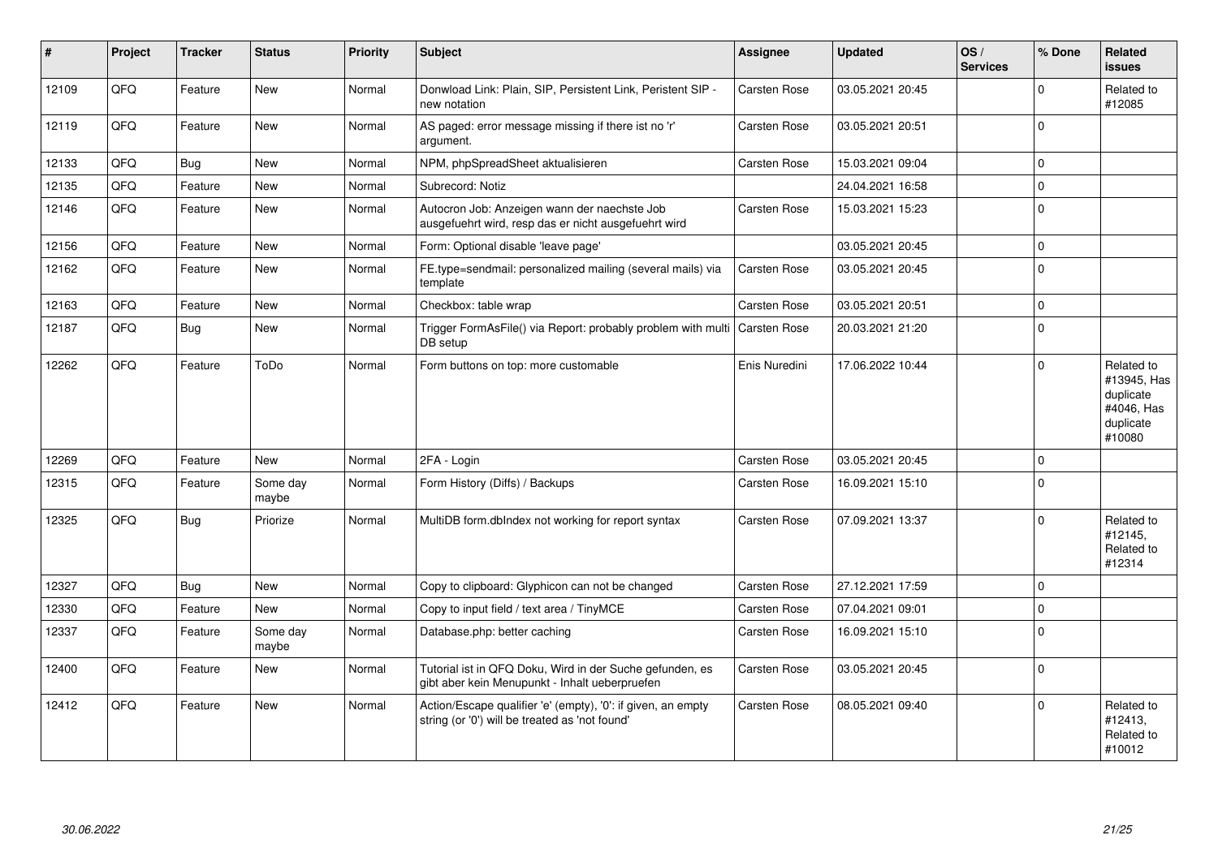| # | Project | Tracker | Status | Priority | Subject | Assignee | Updated | OS / Services | % Done | Related issues |
|---|---|---|---|---|---|---|---|---|---|---|
| 12109 | QFQ | Feature | New | Normal | Donwload Link: Plain, SIP, Persistent Link, Peristent SIP - new notation | Carsten Rose | 03.05.2021 20:45 | | 0 | Related to #12085 |
| 12119 | QFQ | Feature | New | Normal | AS paged: error message missing if there ist no 'r' argument. | Carsten Rose | 03.05.2021 20:51 | | 0 | |
| 12133 | QFQ | Bug | New | Normal | NPM, phpSpreadSheet aktualisieren | Carsten Rose | 15.03.2021 09:04 | | 0 | |
| 12135 | QFQ | Feature | New | Normal | Subrecord: Notiz | | 24.04.2021 16:58 | | 0 | |
| 12146 | QFQ | Feature | New | Normal | Autocron Job: Anzeigen wann der naechste Job ausgefuehrt wird, resp das er nicht ausgefuehrt wird | Carsten Rose | 15.03.2021 15:23 | | 0 | |
| 12156 | QFQ | Feature | New | Normal | Form: Optional disable 'leave page' | | 03.05.2021 20:45 | | 0 | |
| 12162 | QFQ | Feature | New | Normal | FE.type=sendmail: personalized mailing (several mails) via template | Carsten Rose | 03.05.2021 20:45 | | 0 | |
| 12163 | QFQ | Feature | New | Normal | Checkbox: table wrap | Carsten Rose | 03.05.2021 20:51 | | 0 | |
| 12187 | QFQ | Bug | New | Normal | Trigger FormAsFile() via Report: probably problem with multi DB setup | Carsten Rose | 20.03.2021 21:20 | | 0 | |
| 12262 | QFQ | Feature | ToDo | Normal | Form buttons on top: more customable | Enis Nuredini | 17.06.2022 10:44 | | 0 | Related to #13945, Has duplicate #4046, Has duplicate #10080 |
| 12269 | QFQ | Feature | New | Normal | 2FA - Login | Carsten Rose | 03.05.2021 20:45 | | 0 | |
| 12315 | QFQ | Feature | Some day maybe | Normal | Form History (Diffs) / Backups | Carsten Rose | 16.09.2021 15:10 | | 0 | |
| 12325 | QFQ | Bug | Priorize | Normal | MultiDB form.dbIndex not working for report syntax | Carsten Rose | 07.09.2021 13:37 | | 0 | Related to #12145, Related to #12314 |
| 12327 | QFQ | Bug | New | Normal | Copy to clipboard: Glyphicon can not be changed | Carsten Rose | 27.12.2021 17:59 | | 0 | |
| 12330 | QFQ | Feature | New | Normal | Copy to input field / text area / TinyMCE | Carsten Rose | 07.04.2021 09:01 | | 0 | |
| 12337 | QFQ | Feature | Some day maybe | Normal | Database.php: better caching | Carsten Rose | 16.09.2021 15:10 | | 0 | |
| 12400 | QFQ | Feature | New | Normal | Tutorial ist in QFQ Doku, Wird in der Suche gefunden, es gibt aber kein Menupunkt - Inhalt ueberpruefen | Carsten Rose | 03.05.2021 20:45 | | 0 | |
| 12412 | QFQ | Feature | New | Normal | Action/Escape qualifier 'e' (empty), '0': if given, an empty string (or '0') will be treated as 'not found' | Carsten Rose | 08.05.2021 09:40 | | 0 | Related to #12413, Related to #10012 |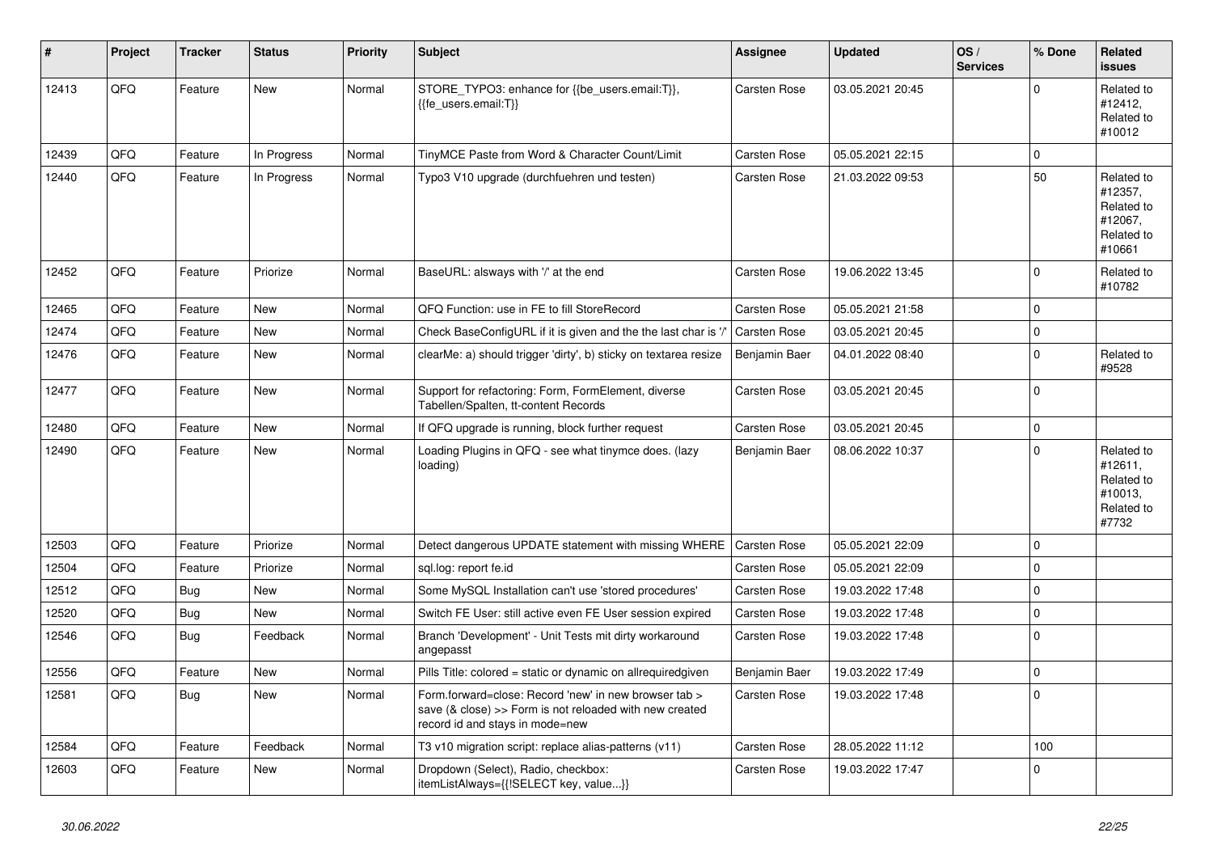| # | Project | Tracker | Status | Priority | Subject | Assignee | Updated | OS / Services | % Done | Related issues |
|---|---|---|---|---|---|---|---|---|---|---|
| 12413 | QFQ | Feature | New | Normal | STORE_TYPO3: enhance for {{be_users.email:T}}, {{fe_users.email:T}} | Carsten Rose | 03.05.2021 20:45 | | 0 | Related to #12412, Related to #10012 |
| 12439 | QFQ | Feature | In Progress | Normal | TinyMCE Paste from Word & Character Count/Limit | Carsten Rose | 05.05.2021 22:15 | | 0 | |
| 12440 | QFQ | Feature | In Progress | Normal | Typo3 V10 upgrade (durchfuehren und testen) | Carsten Rose | 21.03.2022 09:53 | | 50 | Related to #12357, Related to #12067, Related to #10661 |
| 12452 | QFQ | Feature | Priorize | Normal | BaseURL: alsways with '/' at the end | Carsten Rose | 19.06.2022 13:45 | | 0 | Related to #10782 |
| 12465 | QFQ | Feature | New | Normal | QFQ Function: use in FE to fill StoreRecord | Carsten Rose | 05.05.2021 21:58 | | 0 | |
| 12474 | QFQ | Feature | New | Normal | Check BaseConfigURL if it is given and the the last char is '/' | Carsten Rose | 03.05.2021 20:45 | | 0 | |
| 12476 | QFQ | Feature | New | Normal | clearMe: a) should trigger 'dirty', b) sticky on textarea resize | Benjamin Baer | 04.01.2022 08:40 | | 0 | Related to #9528 |
| 12477 | QFQ | Feature | New | Normal | Support for refactoring: Form, FormElement, diverse Tabellen/Spalten, tt-content Records | Carsten Rose | 03.05.2021 20:45 | | 0 | |
| 12480 | QFQ | Feature | New | Normal | If QFQ upgrade is running, block further request | Carsten Rose | 03.05.2021 20:45 | | 0 | |
| 12490 | QFQ | Feature | New | Normal | Loading Plugins in QFQ - see what tinymce does. (lazy loading) | Benjamin Baer | 08.06.2022 10:37 | | 0 | Related to #12611, Related to #10013, Related to #7732 |
| 12503 | QFQ | Feature | Priorize | Normal | Detect dangerous UPDATE statement with missing WHERE | Carsten Rose | 05.05.2021 22:09 | | 0 | |
| 12504 | QFQ | Feature | Priorize | Normal | sql.log: report fe.id | Carsten Rose | 05.05.2021 22:09 | | 0 | |
| 12512 | QFQ | Bug | New | Normal | Some MySQL Installation can't use 'stored procedures' | Carsten Rose | 19.03.2022 17:48 | | 0 | |
| 12520 | QFQ | Bug | New | Normal | Switch FE User: still active even FE User session expired | Carsten Rose | 19.03.2022 17:48 | | 0 | |
| 12546 | QFQ | Bug | Feedback | Normal | Branch 'Development' - Unit Tests mit dirty workaround angepasst | Carsten Rose | 19.03.2022 17:48 | | 0 | |
| 12556 | QFQ | Feature | New | Normal | Pills Title: colored = static or dynamic on allrequiredgiven | Benjamin Baer | 19.03.2022 17:49 | | 0 | |
| 12581 | QFQ | Bug | New | Normal | Form.forward=close: Record 'new' in new browser tab > save (& close) >> Form is not reloaded with new created record id and stays in mode=new | Carsten Rose | 19.03.2022 17:48 | | 0 | |
| 12584 | QFQ | Feature | Feedback | Normal | T3 v10 migration script: replace alias-patterns (v11) | Carsten Rose | 28.05.2022 11:12 | | 100 | |
| 12603 | QFQ | Feature | New | Normal | Dropdown (Select), Radio, checkbox: itemListAlways={{!SELECT key, value...}} | Carsten Rose | 19.03.2022 17:47 | | 0 | |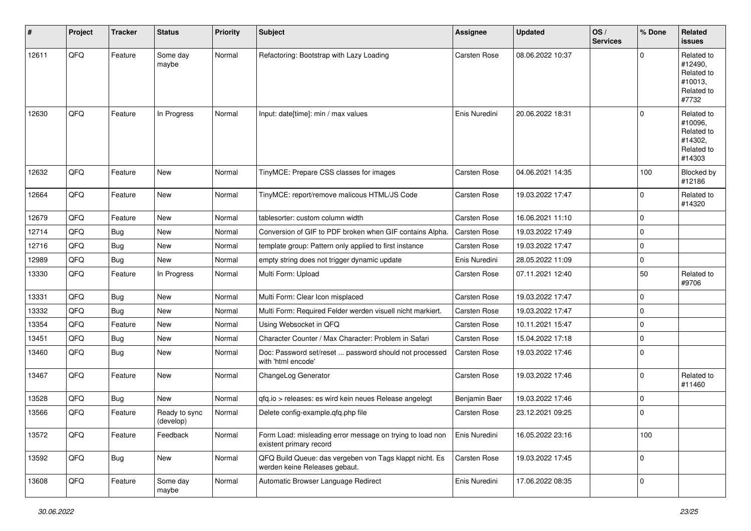| # | Project | Tracker | Status | Priority | Subject | Assignee | Updated | OS / Services | % Done | Related issues |
|---|---|---|---|---|---|---|---|---|---|---|
| 12611 | QFQ | Feature | Some day maybe | Normal | Refactoring: Bootstrap with Lazy Loading | Carsten Rose | 08.06.2022 10:37 | | 0 | Related to #12490, Related to #10013, Related to #7732 |
| 12630 | QFQ | Feature | In Progress | Normal | Input: date[time]: min / max values | Enis Nuredini | 20.06.2022 18:31 | | 0 | Related to #10096, Related to #14302, Related to #14303 |
| 12632 | QFQ | Feature | New | Normal | TinyMCE: Prepare CSS classes for images | Carsten Rose | 04.06.2021 14:35 | | 100 | Blocked by #12186 |
| 12664 | QFQ | Feature | New | Normal | TinyMCE: report/remove malicous HTML/JS Code | Carsten Rose | 19.03.2022 17:47 | | 0 | Related to #14320 |
| 12679 | QFQ | Feature | New | Normal | tablesorter: custom column width | Carsten Rose | 16.06.2021 11:10 | | 0 | |
| 12714 | QFQ | Bug | New | Normal | Conversion of GIF to PDF broken when GIF contains Alpha. | Carsten Rose | 19.03.2022 17:49 | | 0 | |
| 12716 | QFQ | Bug | New | Normal | template group: Pattern only applied to first instance | Carsten Rose | 19.03.2022 17:47 | | 0 | |
| 12989 | QFQ | Bug | New | Normal | empty string does not trigger dynamic update | Enis Nuredini | 28.05.2022 11:09 | | 0 | |
| 13330 | QFQ | Feature | In Progress | Normal | Multi Form: Upload | Carsten Rose | 07.11.2021 12:40 | | 50 | Related to #9706 |
| 13331 | QFQ | Bug | New | Normal | Multi Form: Clear Icon misplaced | Carsten Rose | 19.03.2022 17:47 | | 0 | |
| 13332 | QFQ | Bug | New | Normal | Multi Form: Required Felder werden visuell nicht markiert. | Carsten Rose | 19.03.2022 17:47 | | 0 | |
| 13354 | QFQ | Feature | New | Normal | Using Websocket in QFQ | Carsten Rose | 10.11.2021 15:47 | | 0 | |
| 13451 | QFQ | Bug | New | Normal | Character Counter / Max Character: Problem in Safari | Carsten Rose | 15.04.2022 17:18 | | 0 | |
| 13460 | QFQ | Bug | New | Normal | Doc: Password set/reset ... password should not processed with 'html encode' | Carsten Rose | 19.03.2022 17:46 | | 0 | |
| 13467 | QFQ | Feature | New | Normal | ChangeLog Generator | Carsten Rose | 19.03.2022 17:46 | | 0 | Related to #11460 |
| 13528 | QFQ | Bug | New | Normal | qfq.io > releases: es wird kein neues Release angelegt | Benjamin Baer | 19.03.2022 17:46 | | 0 | |
| 13566 | QFQ | Feature | Ready to sync (develop) | Normal | Delete config-example.qfq.php file | Carsten Rose | 23.12.2021 09:25 | | 0 | |
| 13572 | QFQ | Feature | Feedback | Normal | Form Load: misleading error message on trying to load non existent primary record | Enis Nuredini | 16.05.2022 23:16 | | 100 | |
| 13592 | QFQ | Bug | New | Normal | QFQ Build Queue: das vergeben von Tags klappt nicht. Es werden keine Releases gebaut. | Carsten Rose | 19.03.2022 17:45 | | 0 | |
| 13608 | QFQ | Feature | Some day maybe | Normal | Automatic Browser Language Redirect | Enis Nuredini | 17.06.2022 08:35 | | 0 | |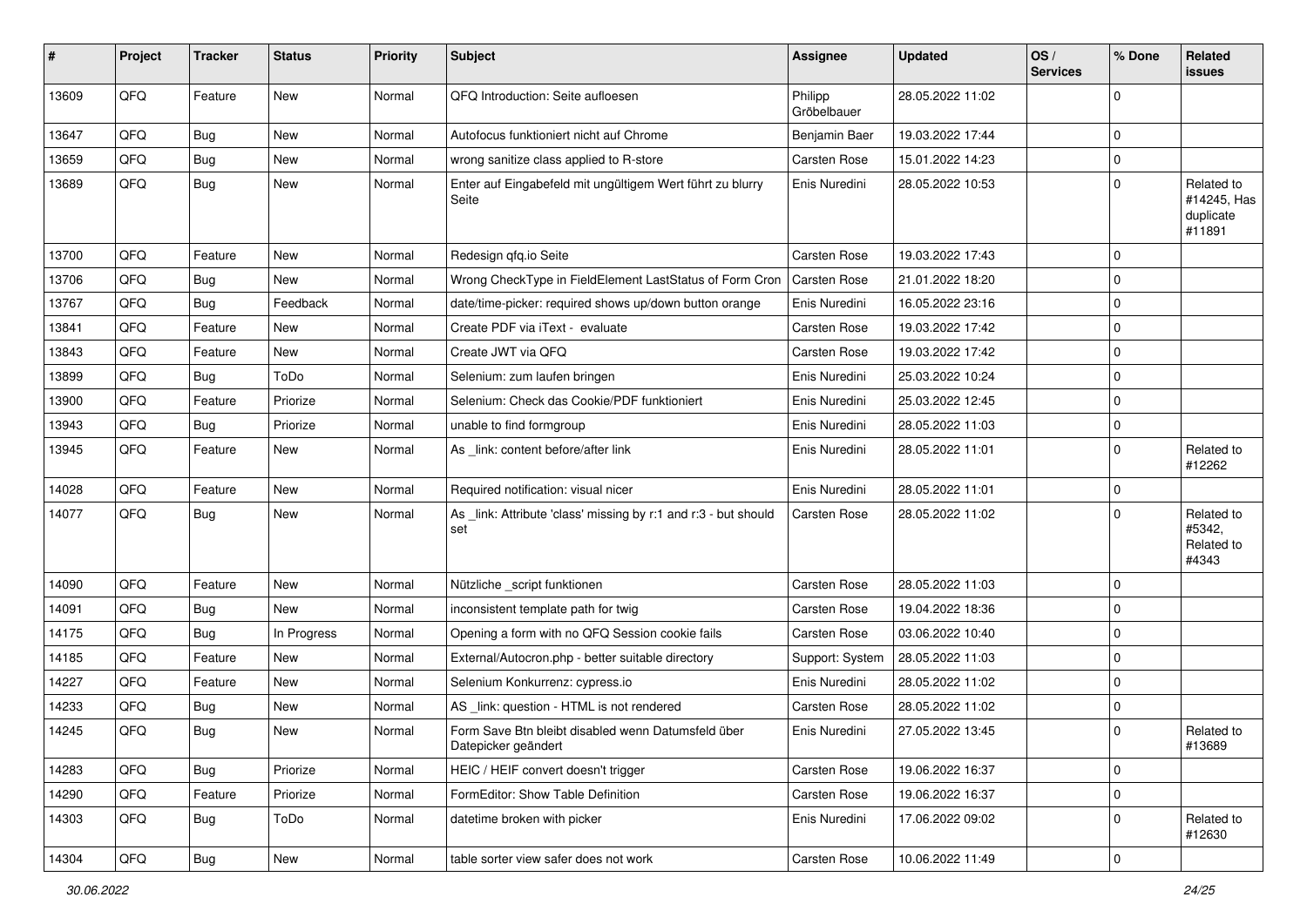| # | Project | Tracker | Status | Priority | Subject | Assignee | Updated | OS / Services | % Done | Related issues |
|---|---|---|---|---|---|---|---|---|---|---|
| 13609 | QFQ | Feature | New | Normal | QFQ Introduction: Seite aufloesen | Philipp Gröbelbauer | 28.05.2022 11:02 | | 0 | |
| 13647 | QFQ | Bug | New | Normal | Autofocus funktioniert nicht auf Chrome | Benjamin Baer | 19.03.2022 17:44 | | 0 | |
| 13659 | QFQ | Bug | New | Normal | wrong sanitize class applied to R-store | Carsten Rose | 15.01.2022 14:23 | | 0 | |
| 13689 | QFQ | Bug | New | Normal | Enter auf Eingabefeld mit ungültigem Wert führt zu blurry Seite | Enis Nuredini | 28.05.2022 10:53 | | 0 | Related to #14245, Has duplicate #11891 |
| 13700 | QFQ | Feature | New | Normal | Redesign qfq.io Seite | Carsten Rose | 19.03.2022 17:43 | | 0 | |
| 13706 | QFQ | Bug | New | Normal | Wrong CheckType in FieldElement LastStatus of Form Cron | Carsten Rose | 21.01.2022 18:20 | | 0 | |
| 13767 | QFQ | Bug | Feedback | Normal | date/time-picker: required shows up/down button orange | Enis Nuredini | 16.05.2022 23:16 | | 0 | |
| 13841 | QFQ | Feature | New | Normal | Create PDF via iText - evaluate | Carsten Rose | 19.03.2022 17:42 | | 0 | |
| 13843 | QFQ | Feature | New | Normal | Create JWT via QFQ | Carsten Rose | 19.03.2022 17:42 | | 0 | |
| 13899 | QFQ | Bug | ToDo | Normal | Selenium: zum laufen bringen | Enis Nuredini | 25.03.2022 10:24 | | 0 | |
| 13900 | QFQ | Feature | Priorize | Normal | Selenium: Check das Cookie/PDF funktioniert | Enis Nuredini | 25.03.2022 12:45 | | 0 | |
| 13943 | QFQ | Bug | Priorize | Normal | unable to find formgroup | Enis Nuredini | 28.05.2022 11:03 | | 0 | |
| 13945 | QFQ | Feature | New | Normal | As _link: content before/after link | Enis Nuredini | 28.05.2022 11:01 | | 0 | Related to #12262 |
| 14028 | QFQ | Feature | New | Normal | Required notification: visual nicer | Enis Nuredini | 28.05.2022 11:01 | | 0 | |
| 14077 | QFQ | Bug | New | Normal | As _link: Attribute 'class' missing by r:1 and r:3 - but should set | Carsten Rose | 28.05.2022 11:02 | | 0 | Related to #5342, Related to #4343 |
| 14090 | QFQ | Feature | New | Normal | Nützliche _script funktionen | Carsten Rose | 28.05.2022 11:03 | | 0 | |
| 14091 | QFQ | Bug | New | Normal | inconsistent template path for twig | Carsten Rose | 19.04.2022 18:36 | | 0 | |
| 14175 | QFQ | Bug | In Progress | Normal | Opening a form with no QFQ Session cookie fails | Carsten Rose | 03.06.2022 10:40 | | 0 | |
| 14185 | QFQ | Feature | New | Normal | External/Autocron.php - better suitable directory | Support: System | 28.05.2022 11:03 | | 0 | |
| 14227 | QFQ | Feature | New | Normal | Selenium Konkurrenz: cypress.io | Enis Nuredini | 28.05.2022 11:02 | | 0 | |
| 14233 | QFQ | Bug | New | Normal | AS _link: question - HTML is not rendered | Carsten Rose | 28.05.2022 11:02 | | 0 | |
| 14245 | QFQ | Bug | New | Normal | Form Save Btn bleibt disabled wenn Datumsfeld über Datepicker geändert | Enis Nuredini | 27.05.2022 13:45 | | 0 | Related to #13689 |
| 14283 | QFQ | Bug | Priorize | Normal | HEIC / HEIF convert doesn't trigger | Carsten Rose | 19.06.2022 16:37 | | 0 | |
| 14290 | QFQ | Feature | Priorize | Normal | FormEditor: Show Table Definition | Carsten Rose | 19.06.2022 16:37 | | 0 | |
| 14303 | QFQ | Bug | ToDo | Normal | datetime broken with picker | Enis Nuredini | 17.06.2022 09:02 | | 0 | Related to #12630 |
| 14304 | QFQ | Bug | New | Normal | table sorter view safer does not work | Carsten Rose | 10.06.2022 11:49 | | 0 | |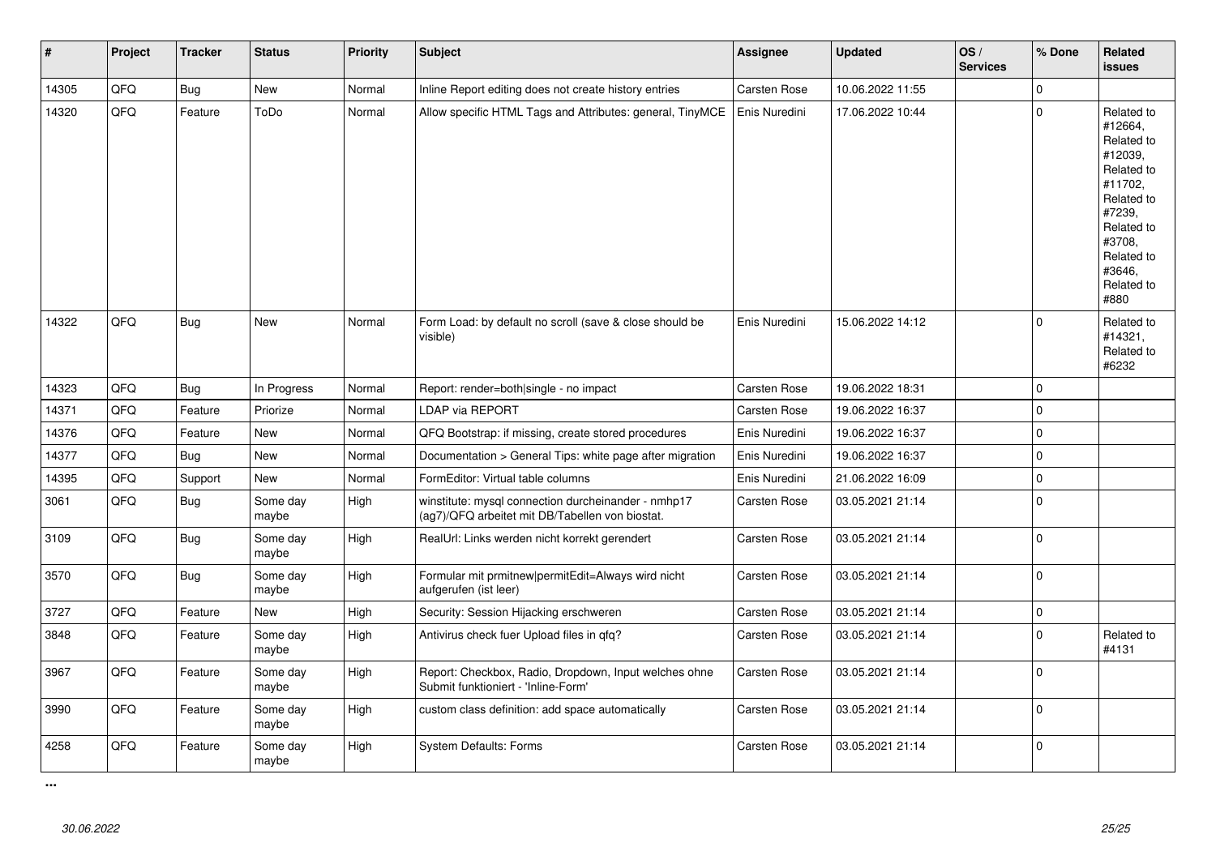| # | Project | Tracker | Status | Priority | Subject | Assignee | Updated | OS / Services | % Done | Related issues |
|---|---|---|---|---|---|---|---|---|---|---|
| 14305 | QFQ | Bug | New | Normal | Inline Report editing does not create history entries | Carsten Rose | 10.06.2022 11:55 | | 0 | |
| 14320 | QFQ | Feature | ToDo | Normal | Allow specific HTML Tags and Attributes: general, TinyMCE | Enis Nuredini | 17.06.2022 10:44 | | 0 | Related to #12664, Related to #12039, Related to #11702, Related to #7239, Related to #3708, Related to #3646, Related to #880 |
| 14322 | QFQ | Bug | New | Normal | Form Load: by default no scroll (save & close should be visible) | Enis Nuredini | 15.06.2022 14:12 | | 0 | Related to #14321, Related to #6232 |
| 14323 | QFQ | Bug | In Progress | Normal | Report: render=both\|single - no impact | Carsten Rose | 19.06.2022 18:31 | | 0 | |
| 14371 | QFQ | Feature | Priorize | Normal | LDAP via REPORT | Carsten Rose | 19.06.2022 16:37 | | 0 | |
| 14376 | QFQ | Feature | New | Normal | QFQ Bootstrap: if missing, create stored procedures | Enis Nuredini | 19.06.2022 16:37 | | 0 | |
| 14377 | QFQ | Bug | New | Normal | Documentation > General Tips: white page after migration | Enis Nuredini | 19.06.2022 16:37 | | 0 | |
| 14395 | QFQ | Support | New | Normal | FormEditor: Virtual table columns | Enis Nuredini | 21.06.2022 16:09 | | 0 | |
| 3061 | QFQ | Bug | Some day maybe | High | winstitute: mysql connection durcheinander - nmhp17 (ag7)/QFQ arbeitet mit DB/Tabellen von biostat. | Carsten Rose | 03.05.2021 21:14 | | 0 | |
| 3109 | QFQ | Bug | Some day maybe | High | RealUrl: Links werden nicht korrekt gerendert | Carsten Rose | 03.05.2021 21:14 | | 0 | |
| 3570 | QFQ | Bug | Some day maybe | High | Formular mit prmitnew\|permitEdit=Always wird nicht aufgerufen (ist leer) | Carsten Rose | 03.05.2021 21:14 | | 0 | |
| 3727 | QFQ | Feature | New | High | Security: Session Hijacking erschweren | Carsten Rose | 03.05.2021 21:14 | | 0 | |
| 3848 | QFQ | Feature | Some day maybe | High | Antivirus check fuer Upload files in qfq? | Carsten Rose | 03.05.2021 21:14 | | 0 | Related to #4131 |
| 3967 | QFQ | Feature | Some day maybe | High | Report: Checkbox, Radio, Dropdown, Input welches ohne Submit funktioniert - 'Inline-Form' | Carsten Rose | 03.05.2021 21:14 | | 0 | |
| 3990 | QFQ | Feature | Some day maybe | High | custom class definition: add space automatically | Carsten Rose | 03.05.2021 21:14 | | 0 | |
| 4258 | QFQ | Feature | Some day maybe | High | System Defaults: Forms | Carsten Rose | 03.05.2021 21:14 | | 0 | |

...